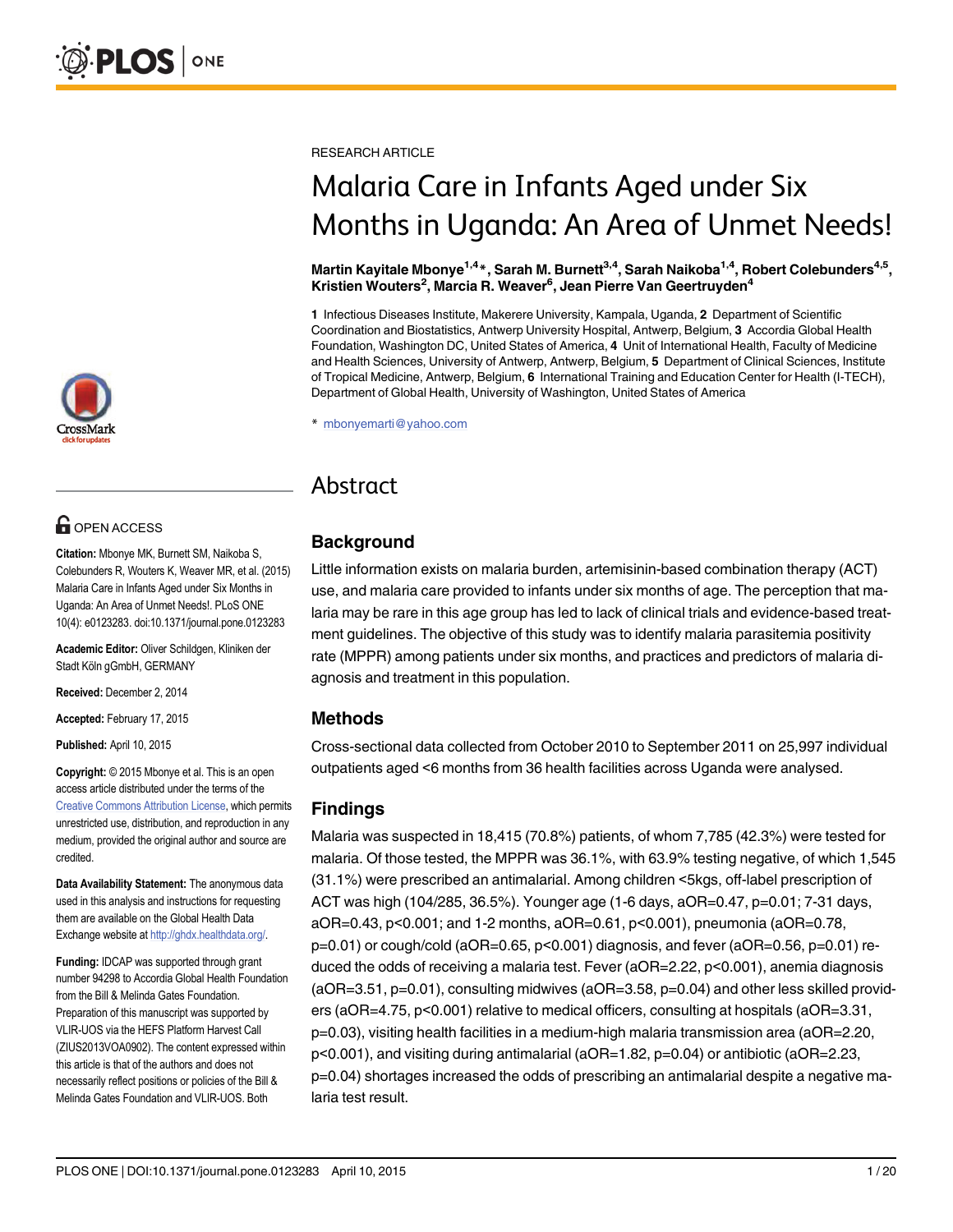RESEARCH ARTICLE

# Malaria Care in Infants Aged under Six Months in Uganda: An Area of Unmet Needs!

**Martin Kayitale Mbonye[1,4]*, Sarah M. Burnett[3,4], Sarah Naikoba[1,4], Robert Colebunders[4,5], Kristien Wouters[2], Marcia R. Weaver[6], Jean Pierre Van Geertruyden[4]**

**1** Infectious Diseases Institute, Makerere University, Kampala, Uganda, **2** Department of Scientific Coordination and Biostatistics, Antwerp University Hospital, Antwerp, Belgium, **3** Accordia Global Health Foundation, Washington DC, United States of America, **4** Unit of International Health, Faculty of Medicine and Health Sciences, University of Antwerp, Antwerp, Belgium, **5** Department of Clinical Sciences, Institute of Tropical Medicine, Antwerp, Belgium, **6** International Training and Education Center for Health (I-TECH), Department of Global Health, University of Washington, United States of America

* mbonyemarti@yahoo.com

OPEN ACCESS

**Citation:** Mbonye MK, Burnett SM, Naikoba S, Colebunders R, Wouters K, Weaver MR, et al. (2015) Malaria Care in Infants Aged under Six Months in Uganda: An Area of Unmet Needs!. PLoS ONE 10(4): e0123283. doi:10.1371/journal.pone.0123283

**Academic Editor:** Oliver Schildgen, Kliniken der Stadt Köln gGmbH, GERMANY

**Received:** December 2, 2014

**Accepted:** February 17, 2015

**Published:** April 10, 2015

**Copyright:** © 2015 Mbonye et al. This is an open access article distributed under the terms of the Creative Commons Attribution License, which permits unrestricted use, distribution, and reproduction in any medium, provided the original author and source are credited.

**Data Availability Statement:** The anonymous data used in this analysis and instructions for requesting them are available on the Global Health Data Exchange website at http://ghdx.healthdata.org/.

**Funding:** IDCAP was supported through grant number 94298 to Accordia Global Health Foundation from the Bill & Melinda Gates Foundation. Preparation of this manuscript was supported by VLIR-UOS via the HEFS Platform Harvest Call (ZIUS2013VOA0902). The content expressed within this article is that of the authors and does not necessarily reflect positions or policies of the Bill & Melinda Gates Foundation and VLIR-UOS. Both

## Abstract

### Background

Little information exists on malaria burden, artemisinin-based combination therapy (ACT) use, and malaria care provided to infants under six months of age. The perception that malaria may be rare in this age group has led to lack of clinical trials and evidence-based treatment guidelines. The objective of this study was to identify malaria parasitemia positivity rate (MPPR) among patients under six months, and practices and predictors of malaria diagnosis and treatment in this population.

### Methods

Cross-sectional data collected from October 2010 to September 2011 on 25,997 individual outpatients aged <6 months from 36 health facilities across Uganda were analysed.

### Findings

Malaria was suspected in 18,415 (70.8%) patients, of whom 7,785 (42.3%) were tested for malaria. Of those tested, the MPPR was 36.1%, with 63.9% testing negative, of which 1,545 (31.1%) were prescribed an antimalarial. Among children <5kgs, off-label prescription of ACT was high (104/285, 36.5%). Younger age (1-6 days, aOR=0.47, p=0.01; 7-31 days, aOR=0.43, p<0.001; and 1-2 months, aOR=0.61, p<0.001), pneumonia (aOR=0.78, p=0.01) or cough/cold (aOR=0.65, p<0.001) diagnosis, and fever (aOR=0.56, p=0.01) reduced the odds of receiving a malaria test. Fever (aOR=2.22, p<0.001), anemia diagnosis (aOR=3.51, p=0.01), consulting midwives (aOR=3.58, p=0.04) and other less skilled providers (aOR=4.75, p<0.001) relative to medical officers, consulting at hospitals (aOR=3.31, p=0.03), visiting health facilities in a medium-high malaria transmission area (aOR=2.20, p<0.001), and visiting during antimalarial (aOR=1.82, p=0.04) or antibiotic (aOR=2.23, p=0.04) shortages increased the odds of prescribing an antimalarial despite a negative malaria test result.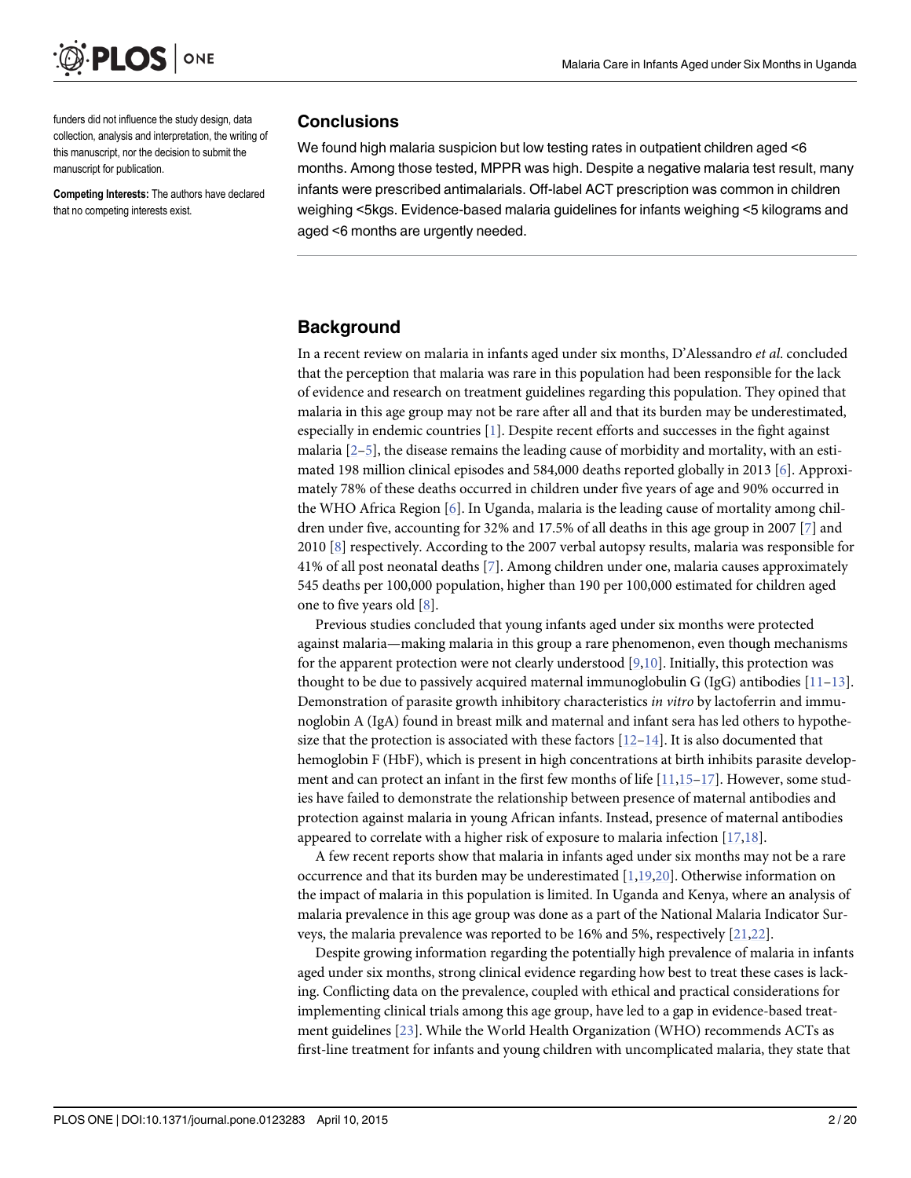funders did not influence the study design, data collection, analysis and interpretation, the writing of this manuscript, nor the decision to submit the manuscript for publication.

**Competing Interests:** The authors have declared that no competing interests exist.

## Conclusions

We found high malaria suspicion but low testing rates in outpatient children aged <6 months. Among those tested, MPPR was high. Despite a negative malaria test result, many infants were prescribed antimalarials. Off-label ACT prescription was common in children weighing <5kgs. Evidence-based malaria guidelines for infants weighing <5 kilograms and aged <6 months are urgently needed.

## Background

In a recent review on malaria in infants aged under six months, D'Alessandro *et al.* concluded that the perception that malaria was rare in this population had been responsible for the lack of evidence and research on treatment guidelines regarding this population. They opined that malaria in this age group may not be rare after all and that its burden may be underestimated, especially in endemic countries [1]. Despite recent efforts and successes in the fight against malaria [2–5], the disease remains the leading cause of morbidity and mortality, with an estimated 198 million clinical episodes and 584,000 deaths reported globally in 2013 [6]. Approximately 78% of these deaths occurred in children under five years of age and 90% occurred in the WHO Africa Region [6]. In Uganda, malaria is the leading cause of mortality among children under five, accounting for 32% and 17.5% of all deaths in this age group in 2007 [7] and 2010 [8] respectively. According to the 2007 verbal autopsy results, malaria was responsible for 41% of all post neonatal deaths [7]. Among children under one, malaria causes approximately 545 deaths per 100,000 population, higher than 190 per 100,000 estimated for children aged one to five years old [8].

Previous studies concluded that young infants aged under six months were protected against malaria—making malaria in this group a rare phenomenon, even though mechanisms for the apparent protection were not clearly understood [9,10]. Initially, this protection was thought to be due to passively acquired maternal immunoglobulin G (IgG) antibodies [11–13]. Demonstration of parasite growth inhibitory characteristics *in vitro* by lactoferrin and immunoglobin A (IgA) found in breast milk and maternal and infant sera has led others to hypothesize that the protection is associated with these factors [12–14]. It is also documented that hemoglobin F (HbF), which is present in high concentrations at birth inhibits parasite development and can protect an infant in the first few months of life [11,15–17]. However, some studies have failed to demonstrate the relationship between presence of maternal antibodies and protection against malaria in young African infants. Instead, presence of maternal antibodies appeared to correlate with a higher risk of exposure to malaria infection [17,18].

A few recent reports show that malaria in infants aged under six months may not be a rare occurrence and that its burden may be underestimated [1,19,20]. Otherwise information on the impact of malaria in this population is limited. In Uganda and Kenya, where an analysis of malaria prevalence in this age group was done as a part of the National Malaria Indicator Surveys, the malaria prevalence was reported to be 16% and 5%, respectively [21,22].

Despite growing information regarding the potentially high prevalence of malaria in infants aged under six months, strong clinical evidence regarding how best to treat these cases is lacking. Conflicting data on the prevalence, coupled with ethical and practical considerations for implementing clinical trials among this age group, have led to a gap in evidence-based treatment guidelines [23]. While the World Health Organization (WHO) recommends ACTs as first-line treatment for infants and young children with uncomplicated malaria, they state that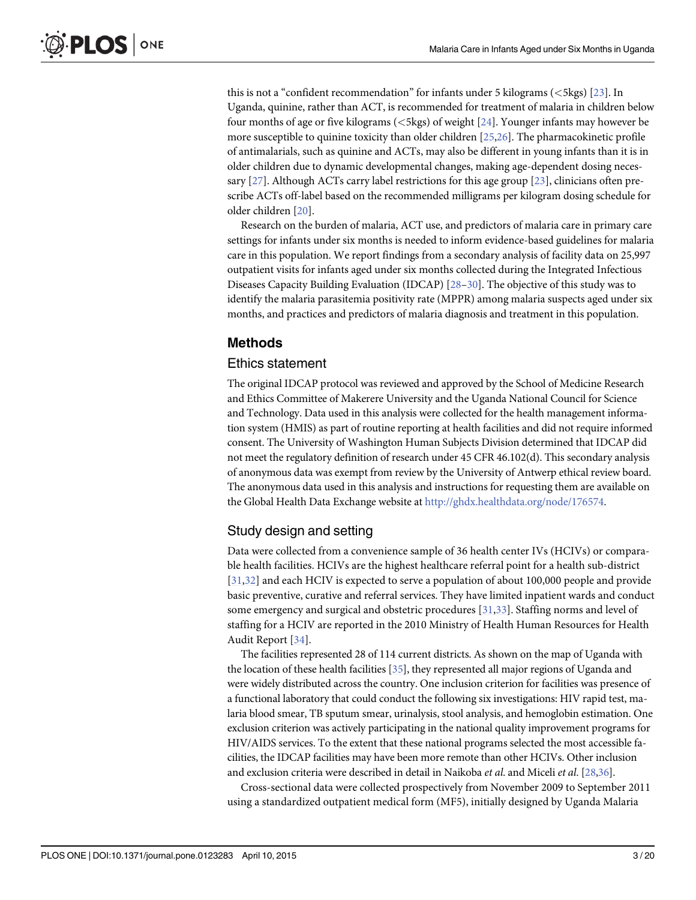this is not a "confident recommendation" for infants under 5 kilograms (<5kgs) [23]. In Uganda, quinine, rather than ACT, is recommended for treatment of malaria in children below four months of age or five kilograms (<5kgs) of weight [24]. Younger infants may however be more susceptible to quinine toxicity than older children [25,26]. The pharmacokinetic profile of antimalarials, such as quinine and ACTs, may also be different in young infants than it is in older children due to dynamic developmental changes, making age-dependent dosing necessary [27]. Although ACTs carry label restrictions for this age group [23], clinicians often prescribe ACTs off-label based on the recommended milligrams per kilogram dosing schedule for older children [20].

Research on the burden of malaria, ACT use, and predictors of malaria care in primary care settings for infants under six months is needed to inform evidence-based guidelines for malaria care in this population. We report findings from a secondary analysis of facility data on 25,997 outpatient visits for infants aged under six months collected during the Integrated Infectious Diseases Capacity Building Evaluation (IDCAP) [28–30]. The objective of this study was to identify the malaria parasitemia positivity rate (MPPR) among malaria suspects aged under six months, and practices and predictors of malaria diagnosis and treatment in this population.

## Methods

### Ethics statement

The original IDCAP protocol was reviewed and approved by the School of Medicine Research and Ethics Committee of Makerere University and the Uganda National Council for Science and Technology. Data used in this analysis were collected for the health management information system (HMIS) as part of routine reporting at health facilities and did not require informed consent. The University of Washington Human Subjects Division determined that IDCAP did not meet the regulatory definition of research under 45 CFR 46.102(d). This secondary analysis of anonymous data was exempt from review by the University of Antwerp ethical review board. The anonymous data used in this analysis and instructions for requesting them are available on the Global Health Data Exchange website at http://ghdx.healthdata.org/node/176574.

### Study design and setting

Data were collected from a convenience sample of 36 health center IVs (HCIVs) or comparable health facilities. HCIVs are the highest healthcare referral point for a health sub-district [31,32] and each HCIV is expected to serve a population of about 100,000 people and provide basic preventive, curative and referral services. They have limited inpatient wards and conduct some emergency and surgical and obstetric procedures [31,33]. Staffing norms and level of staffing for a HCIV are reported in the 2010 Ministry of Health Human Resources for Health Audit Report [34].

The facilities represented 28 of 114 current districts. As shown on the map of Uganda with the location of these health facilities [35], they represented all major regions of Uganda and were widely distributed across the country. One inclusion criterion for facilities was presence of a functional laboratory that could conduct the following six investigations: HIV rapid test, malaria blood smear, TB sputum smear, urinalysis, stool analysis, and hemoglobin estimation. One exclusion criterion was actively participating in the national quality improvement programs for HIV/AIDS services. To the extent that these national programs selected the most accessible facilities, the IDCAP facilities may have been more remote than other HCIVs. Other inclusion and exclusion criteria were described in detail in Naikoba *et al*. and Miceli *et al*. [28,36].

Cross-sectional data were collected prospectively from November 2009 to September 2011 using a standardized outpatient medical form (MF5), initially designed by Uganda Malaria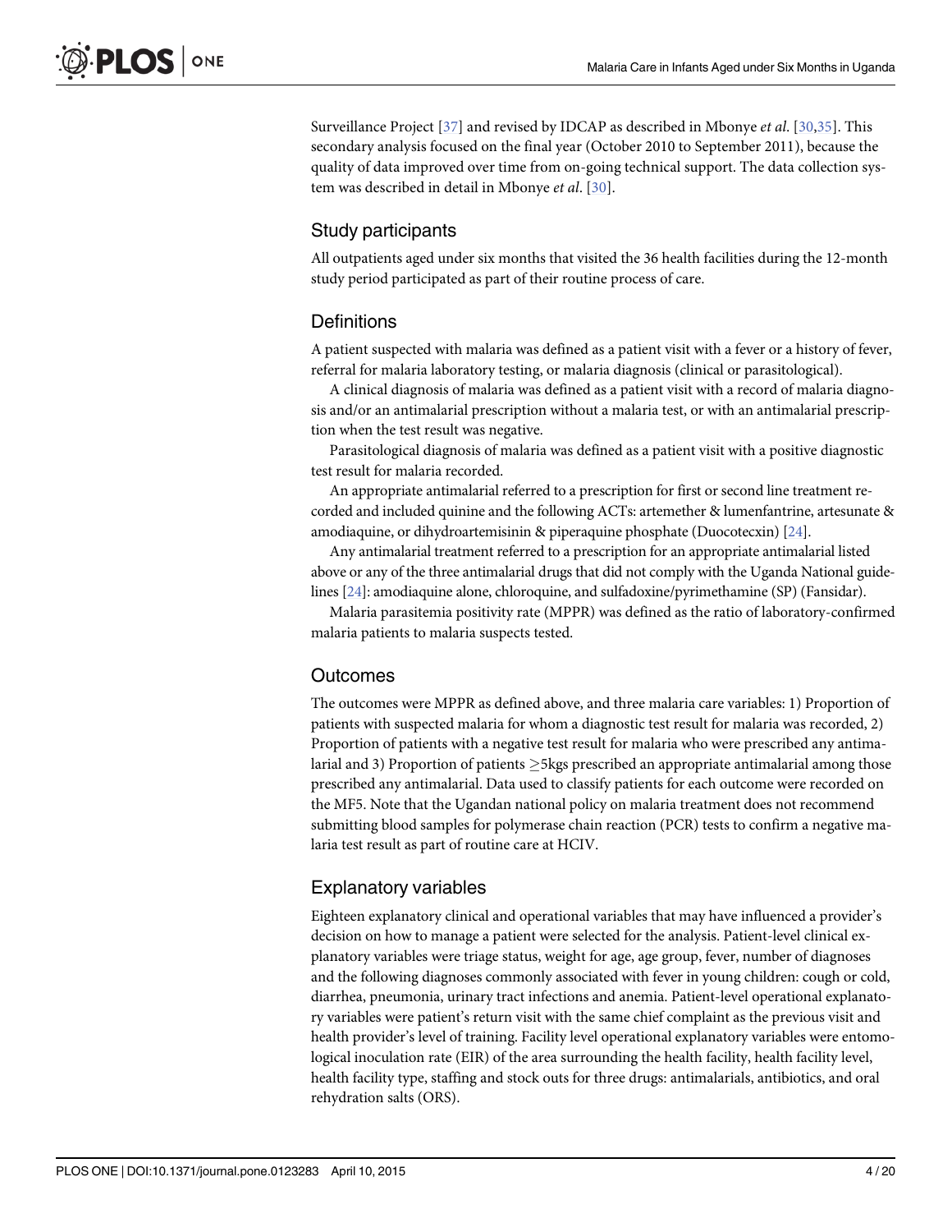Surveillance Project [37] and revised by IDCAP as described in Mbonye *et al*. [30,35]. This secondary analysis focused on the final year (October 2010 to September 2011), because the quality of data improved over time from on-going technical support. The data collection system was described in detail in Mbonye *et al*. [30].

## Study participants

All outpatients aged under six months that visited the 36 health facilities during the 12-month study period participated as part of their routine process of care.

## Definitions

A patient suspected with malaria was defined as a patient visit with a fever or a history of fever, referral for malaria laboratory testing, or malaria diagnosis (clinical or parasitological).

A clinical diagnosis of malaria was defined as a patient visit with a record of malaria diagnosis and/or an antimalarial prescription without a malaria test, or with an antimalarial prescription when the test result was negative.

Parasitological diagnosis of malaria was defined as a patient visit with a positive diagnostic test result for malaria recorded.

An appropriate antimalarial referred to a prescription for first or second line treatment recorded and included quinine and the following ACTs: artemether & lumenfantrine, artesunate & amodiaquine, or dihydroartemisinin & piperaquine phosphate (Duocotecxin) [24].

Any antimalarial treatment referred to a prescription for an appropriate antimalarial listed above or any of the three antimalarial drugs that did not comply with the Uganda National guidelines [24]: amodiaquine alone, chloroquine, and sulfadoxine/pyrimethamine (SP) (Fansidar).

Malaria parasitemia positivity rate (MPPR) was defined as the ratio of laboratory-confirmed malaria patients to malaria suspects tested.

## Outcomes

The outcomes were MPPR as defined above, and three malaria care variables: 1) Proportion of patients with suspected malaria for whom a diagnostic test result for malaria was recorded, 2) Proportion of patients with a negative test result for malaria who were prescribed any antimalarial and 3) Proportion of patients $\geq$5kgs prescribed an appropriate antimalarial among those prescribed any antimalarial. Data used to classify patients for each outcome were recorded on the MF5. Note that the Ugandan national policy on malaria treatment does not recommend submitting blood samples for polymerase chain reaction (PCR) tests to confirm a negative malaria test result as part of routine care at HCIV.

## Explanatory variables

Eighteen explanatory clinical and operational variables that may have influenced a provider's decision on how to manage a patient were selected for the analysis. Patient-level clinical explanatory variables were triage status, weight for age, age group, fever, number of diagnoses and the following diagnoses commonly associated with fever in young children: cough or cold, diarrhea, pneumonia, urinary tract infections and anemia. Patient-level operational explanatory variables were patient's return visit with the same chief complaint as the previous visit and health provider's level of training. Facility level operational explanatory variables were entomological inoculation rate (EIR) of the area surrounding the health facility, health facility level, health facility type, staffing and stock outs for three drugs: antimalarials, antibiotics, and oral rehydration salts (ORS).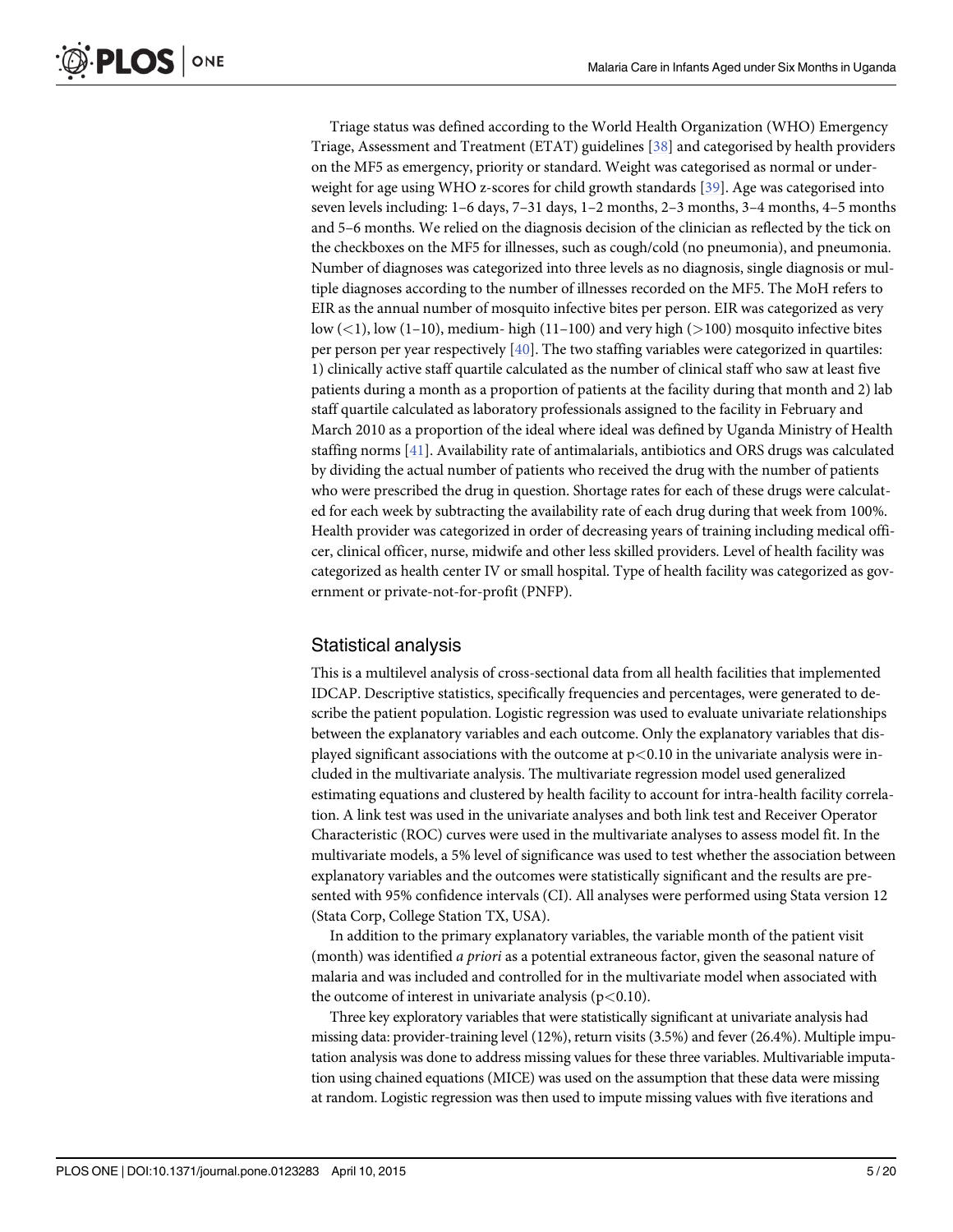Triage status was defined according to the World Health Organization (WHO) Emergency Triage, Assessment and Treatment (ETAT) guidelines [38] and categorised by health providers on the MF5 as emergency, priority or standard. Weight was categorised as normal or underweight for age using WHO z-scores for child growth standards [39]. Age was categorised into seven levels including: 1–6 days, 7–31 days, 1–2 months, 2–3 months, 3–4 months, 4–5 months and 5–6 months. We relied on the diagnosis decision of the clinician as reflected by the tick on the checkboxes on the MF5 for illnesses, such as cough/cold (no pneumonia), and pneumonia. Number of diagnoses was categorized into three levels as no diagnosis, single diagnosis or multiple diagnoses according to the number of illnesses recorded on the MF5. The MoH refers to EIR as the annual number of mosquito infective bites per person. EIR was categorized as very low (<1), low (1–10), medium- high (11–100) and very high (>100) mosquito infective bites per person per year respectively [40]. The two staffing variables were categorized in quartiles: 1) clinically active staff quartile calculated as the number of clinical staff who saw at least five patients during a month as a proportion of patients at the facility during that month and 2) lab staff quartile calculated as laboratory professionals assigned to the facility in February and March 2010 as a proportion of the ideal where ideal was defined by Uganda Ministry of Health staffing norms [41]. Availability rate of antimalarials, antibiotics and ORS drugs was calculated by dividing the actual number of patients who received the drug with the number of patients who were prescribed the drug in question. Shortage rates for each of these drugs were calculated for each week by subtracting the availability rate of each drug during that week from 100%. Health provider was categorized in order of decreasing years of training including medical officer, clinical officer, nurse, midwife and other less skilled providers. Level of health facility was categorized as health center IV or small hospital. Type of health facility was categorized as government or private-not-for-profit (PNFP).

## Statistical analysis

This is a multilevel analysis of cross-sectional data from all health facilities that implemented IDCAP. Descriptive statistics, specifically frequencies and percentages, were generated to describe the patient population. Logistic regression was used to evaluate univariate relationships between the explanatory variables and each outcome. Only the explanatory variables that displayed significant associations with the outcome at $p<0.10$ in the univariate analysis were included in the multivariate analysis. The multivariate regression model used generalized estimating equations and clustered by health facility to account for intra-health facility correlation. A link test was used in the univariate analyses and both link test and Receiver Operator Characteristic (ROC) curves were used in the multivariate analyses to assess model fit. In the multivariate models, a 5% level of significance was used to test whether the association between explanatory variables and the outcomes were statistically significant and the results are presented with 95% confidence intervals (CI). All analyses were performed using Stata version 12 (Stata Corp, College Station TX, USA).

In addition to the primary explanatory variables, the variable month of the patient visit (month) was identified *a priori* as a potential extraneous factor, given the seasonal nature of malaria and was included and controlled for in the multivariate model when associated with the outcome of interest in univariate analysis ($p<0.10$).

Three key exploratory variables that were statistically significant at univariate analysis had missing data: provider-training level (12%), return visits (3.5%) and fever (26.4%). Multiple imputation analysis was done to address missing values for these three variables. Multivariable imputation using chained equations (MICE) was used on the assumption that these data were missing at random. Logistic regression was then used to impute missing values with five iterations and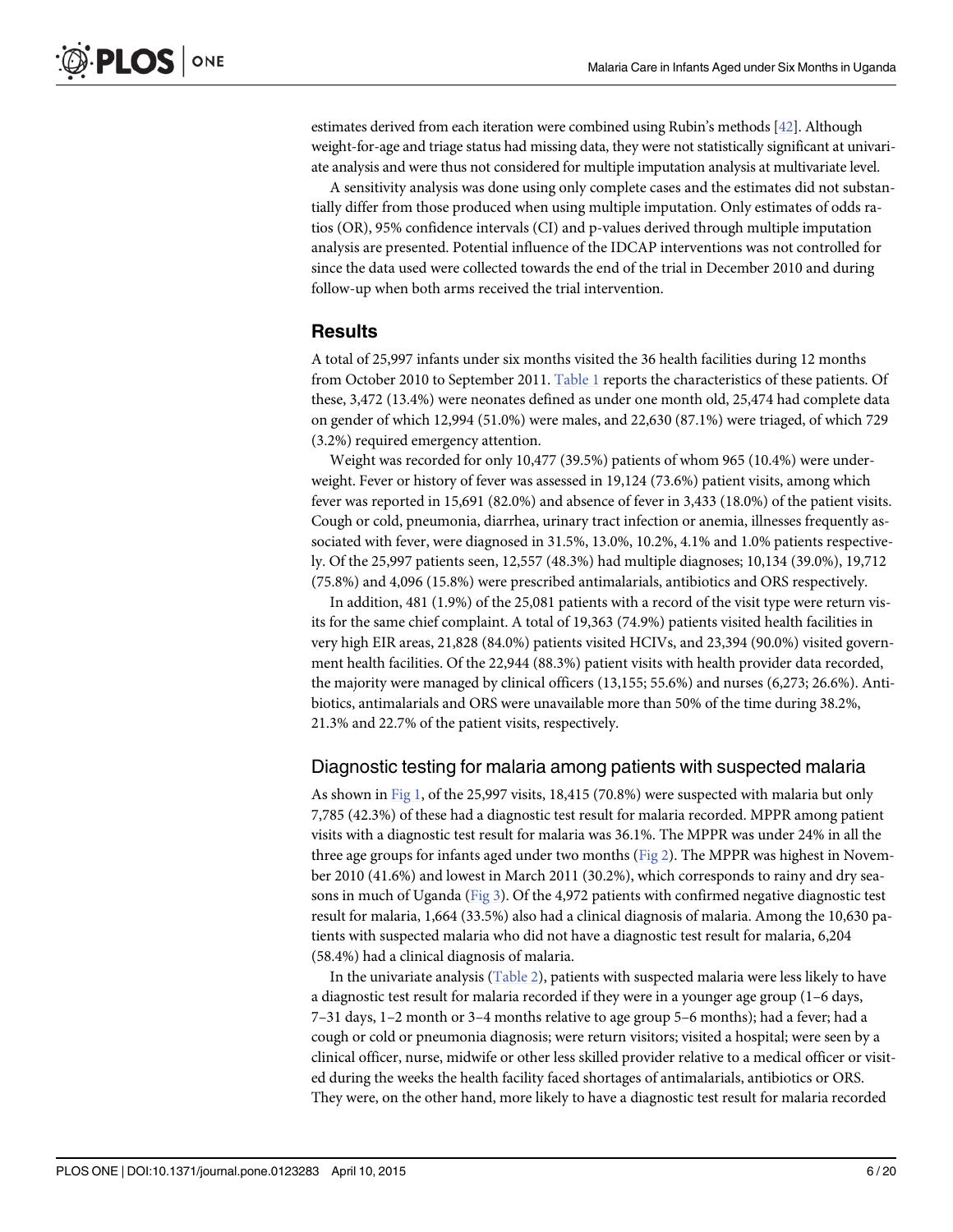estimates derived from each iteration were combined using Rubin's methods [42]. Although weight-for-age and triage status had missing data, they were not statistically significant at univariate analysis and were thus not considered for multiple imputation analysis at multivariate level.

A sensitivity analysis was done using only complete cases and the estimates did not substantially differ from those produced when using multiple imputation. Only estimates of odds ratios (OR), 95% confidence intervals (CI) and p-values derived through multiple imputation analysis are presented. Potential influence of the IDCAP interventions was not controlled for since the data used were collected towards the end of the trial in December 2010 and during follow-up when both arms received the trial intervention.

## Results

A total of 25,997 infants under six months visited the 36 health facilities during 12 months from October 2010 to September 2011. Table 1 reports the characteristics of these patients. Of these, 3,472 (13.4%) were neonates defined as under one month old, 25,474 had complete data on gender of which 12,994 (51.0%) were males, and 22,630 (87.1%) were triaged, of which 729 (3.2%) required emergency attention.

Weight was recorded for only 10,477 (39.5%) patients of whom 965 (10.4%) were underweight. Fever or history of fever was assessed in 19,124 (73.6%) patient visits, among which fever was reported in 15,691 (82.0%) and absence of fever in 3,433 (18.0%) of the patient visits. Cough or cold, pneumonia, diarrhea, urinary tract infection or anemia, illnesses frequently associated with fever, were diagnosed in 31.5%, 13.0%, 10.2%, 4.1% and 1.0% patients respectively. Of the 25,997 patients seen, 12,557 (48.3%) had multiple diagnoses; 10,134 (39.0%), 19,712 (75.8%) and 4,096 (15.8%) were prescribed antimalarials, antibiotics and ORS respectively.

In addition, 481 (1.9%) of the 25,081 patients with a record of the visit type were return visits for the same chief complaint. A total of 19,363 (74.9%) patients visited health facilities in very high EIR areas, 21,828 (84.0%) patients visited HCIVs, and 23,394 (90.0%) visited government health facilities. Of the 22,944 (88.3%) patient visits with health provider data recorded, the majority were managed by clinical officers (13,155; 55.6%) and nurses (6,273; 26.6%). Antibiotics, antimalarials and ORS were unavailable more than 50% of the time during 38.2%, 21.3% and 22.7% of the patient visits, respectively.

### Diagnostic testing for malaria among patients with suspected malaria

As shown in Fig 1, of the 25,997 visits, 18,415 (70.8%) were suspected with malaria but only 7,785 (42.3%) of these had a diagnostic test result for malaria recorded. MPPR among patient visits with a diagnostic test result for malaria was 36.1%. The MPPR was under 24% in all the three age groups for infants aged under two months (Fig 2). The MPPR was highest in November 2010 (41.6%) and lowest in March 2011 (30.2%), which corresponds to rainy and dry seasons in much of Uganda (Fig 3). Of the 4,972 patients with confirmed negative diagnostic test result for malaria, 1,664 (33.5%) also had a clinical diagnosis of malaria. Among the 10,630 patients with suspected malaria who did not have a diagnostic test result for malaria, 6,204 (58.4%) had a clinical diagnosis of malaria.

In the univariate analysis (Table 2), patients with suspected malaria were less likely to have a diagnostic test result for malaria recorded if they were in a younger age group (1–6 days, 7–31 days, 1–2 month or 3–4 months relative to age group 5–6 months); had a fever; had a cough or cold or pneumonia diagnosis; were return visitors; visited a hospital; were seen by a clinical officer, nurse, midwife or other less skilled provider relative to a medical officer or visited during the weeks the health facility faced shortages of antimalarials, antibiotics or ORS. They were, on the other hand, more likely to have a diagnostic test result for malaria recorded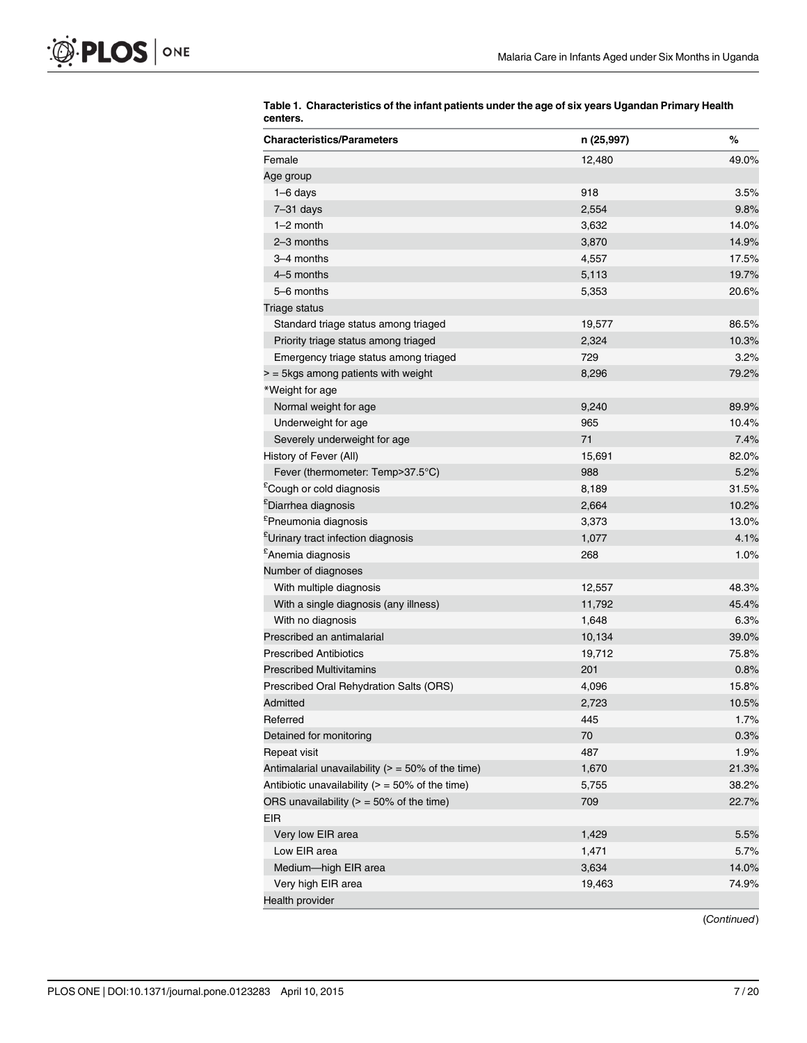**Table 1. Characteristics of the infant patients under the age of six years Ugandan Primary Health centers.**

| Characteristics/Parameters | n (25,997) | % |
|---|---|---|
| Female | 12,480 | 49.0% |
| Age group | | |
| 1–6 days | 918 | 3.5% |
| 7–31 days | 2,554 | 9.8% |
| 1–2 month | 3,632 | 14.0% |
| 2–3 months | 3,870 | 14.9% |
| 3–4 months | 4,557 | 17.5% |
| 4–5 months | 5,113 | 19.7% |
| 5–6 months | 5,353 | 20.6% |
| Triage status | | |
| Standard triage status among triaged | 19,577 | 86.5% |
| Priority triage status among triaged | 2,324 | 10.3% |
| Emergency triage status among triaged | 729 | 3.2% |
| > = 5kgs among patients with weight | 8,296 | 79.2% |
| *Weight for age | | |
| Normal weight for age | 9,240 | 89.9% |
| Underweight for age | 965 | 10.4% |
| Severely underweight for age | 71 | 7.4% |
| History of Fever (All) | 15,691 | 82.0% |
| Fever (thermometer: Temp>37.5°C) | 988 | 5.2% |
| £Cough or cold diagnosis | 8,189 | 31.5% |
| £Diarrhea diagnosis | 2,664 | 10.2% |
| £Pneumonia diagnosis | 3,373 | 13.0% |
| £Urinary tract infection diagnosis | 1,077 | 4.1% |
| £Anemia diagnosis | 268 | 1.0% |
| Number of diagnoses | | |
| With multiple diagnosis | 12,557 | 48.3% |
| With a single diagnosis (any illness) | 11,792 | 45.4% |
| With no diagnosis | 1,648 | 6.3% |
| Prescribed an antimalarial | 10,134 | 39.0% |
| Prescribed Antibiotics | 19,712 | 75.8% |
| Prescribed Multivitamins | 201 | 0.8% |
| Prescribed Oral Rehydration Salts (ORS) | 4,096 | 15.8% |
| Admitted | 2,723 | 10.5% |
| Referred | 445 | 1.7% |
| Detained for monitoring | 70 | 0.3% |
| Repeat visit | 487 | 1.9% |
| Antimalarial unavailability (> = 50% of the time) | 1,670 | 21.3% |
| Antibiotic unavailability (> = 50% of the time) | 5,755 | 38.2% |
| ORS unavailability (> = 50% of the time) | 709 | 22.7% |
| EIR | | |
| Very low EIR area | 1,429 | 5.5% |
| Low EIR area | 1,471 | 5.7% |
| Medium—high EIR area | 3,634 | 14.0% |
| Very high EIR area | 19,463 | 74.9% |
| Health provider | | |

(Continued)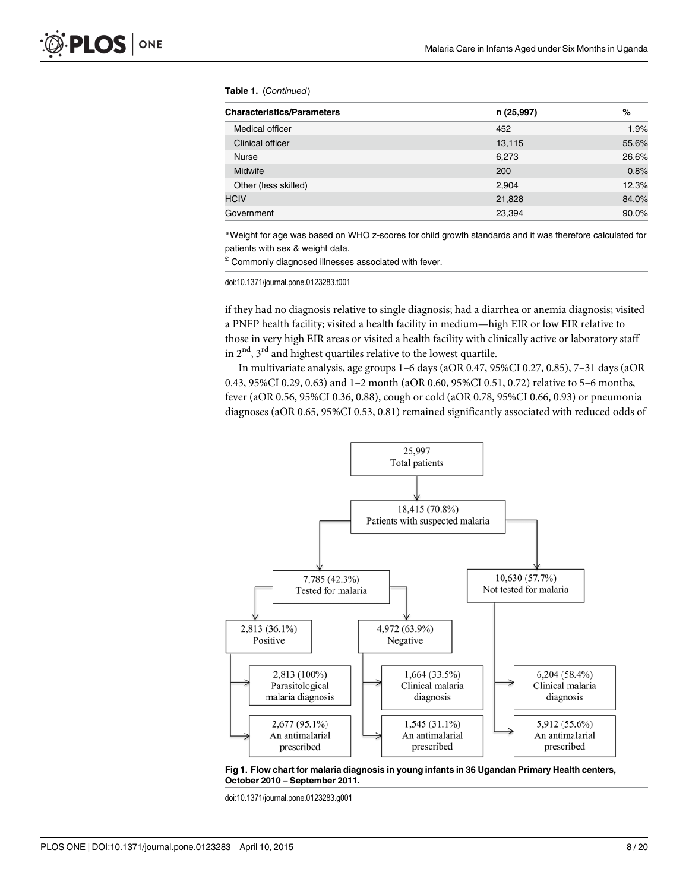**Table 1.** (*Continued*)

| Characteristics/Parameters | n (25,997) | % |
|---|---|---|
| Medical officer | 452 | 1.9% |
| Clinical officer | 13,115 | 55.6% |
| Nurse | 6,273 | 26.6% |
| Midwife | 200 | 0.8% |
| Other (less skilled) | 2,904 | 12.3% |
| HCIV | 21,828 | 84.0% |
| Government | 23,394 | 90.0% |

*Weight for age was based on WHO z-scores for child growth standards and it was therefore calculated for patients with sex & weight data.

£ Commonly diagnosed illnesses associated with fever.

doi:10.1371/journal.pone.0123283.t001

if they had no diagnosis relative to single diagnosis; had a diarrhea or anemia diagnosis; visited a PNFP health facility; visited a health facility in medium—high EIR or low EIR relative to those in very high EIR areas or visited a health facility with clinically active or laboratory staff in 2nd, 3rd and highest quartiles relative to the lowest quartile.

In multivariate analysis, age groups 1–6 days (aOR 0.47, 95%CI 0.27, 0.85), 7–31 days (aOR 0.43, 95%CI 0.29, 0.63) and 1–2 month (aOR 0.60, 95%CI 0.51, 0.72) relative to 5–6 months, fever (aOR 0.56, 95%CI 0.36, 0.88), cough or cold (aOR 0.78, 95%CI 0.66, 0.93) or pneumonia diagnoses (aOR 0.65, 95%CI 0.53, 0.81) remained significantly associated with reduced odds of

25,997 Total patients
→ 18,415 (70.8%) Patients with suspected malaria
→ 7,785 (42.3%) Tested for malaria
 → 2,813 (36.1%) Positive
  → 2,813 (100%) Parasitological malaria diagnosis
  → 2,677 (95.1%) An antimalarial prescribed
 → 4,972 (63.9%) Negative
  → 1,664 (33.5%) Clinical malaria diagnosis
  → 1,545 (31.1%) An antimalarial prescribed
→ 10,630 (57.7%) Not tested for malaria
 → 6,204 (58.4%) Clinical malaria diagnosis
 → 5,912 (55.6%) An antimalarial prescribed

**Fig 1. Flow chart for malaria diagnosis in young infants in 36 Ugandan Primary Health centers, October 2010 – September 2011.**

doi:10.1371/journal.pone.0123283.g001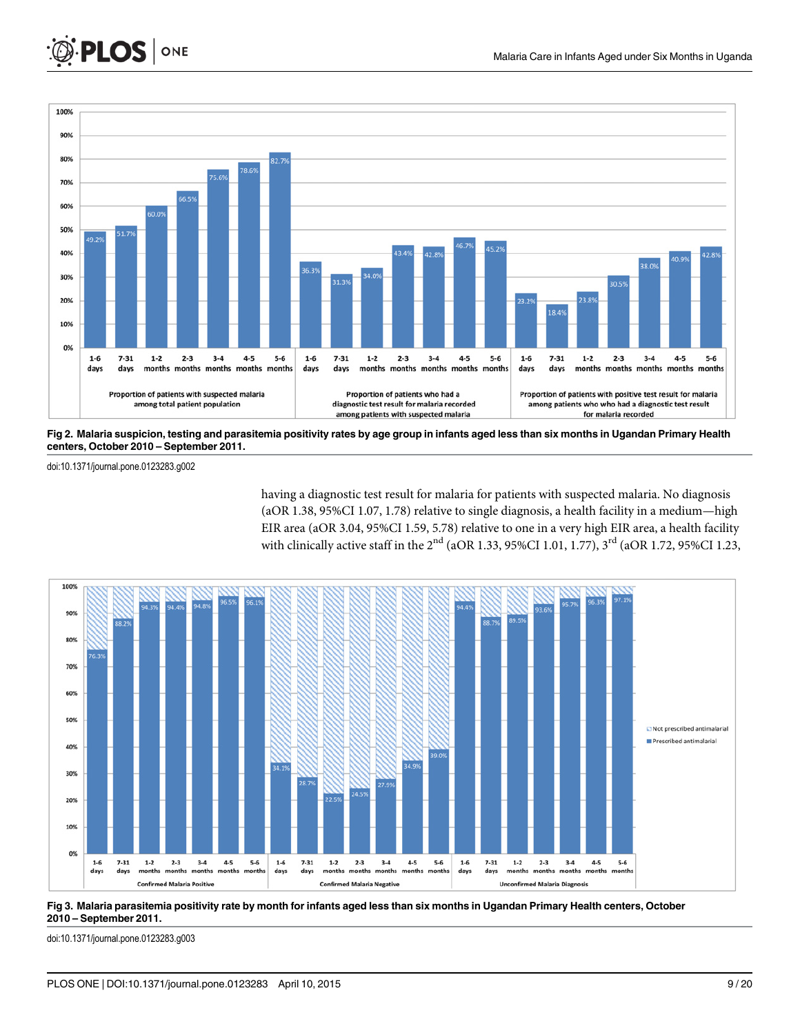**Fig 2. Malaria suspicion, testing and parasitemia positivity rates by age group in infants aged less than six months in Ugandan Primary Health centers, October 2010 – September 2011.**

doi:10.1371/journal.pone.0123283.g002

having a diagnostic test result for malaria for patients with suspected malaria. No diagnosis (aOR 1.38, 95%CI 1.07, 1.78) relative to single diagnosis, a health facility in a medium—high EIR area (aOR 3.04, 95%CI 1.59, 5.78) relative to one in a very high EIR area, a health facility with clinically active staff in the 2nd (aOR 1.33, 95%CI 1.01, 1.77), 3rd (aOR 1.72, 95%CI 1.23,

**Fig 3. Malaria parasitemia positivity rate by month for infants aged less than six months in Ugandan Primary Health centers, October 2010 – September 2011.**

doi:10.1371/journal.pone.0123283.g003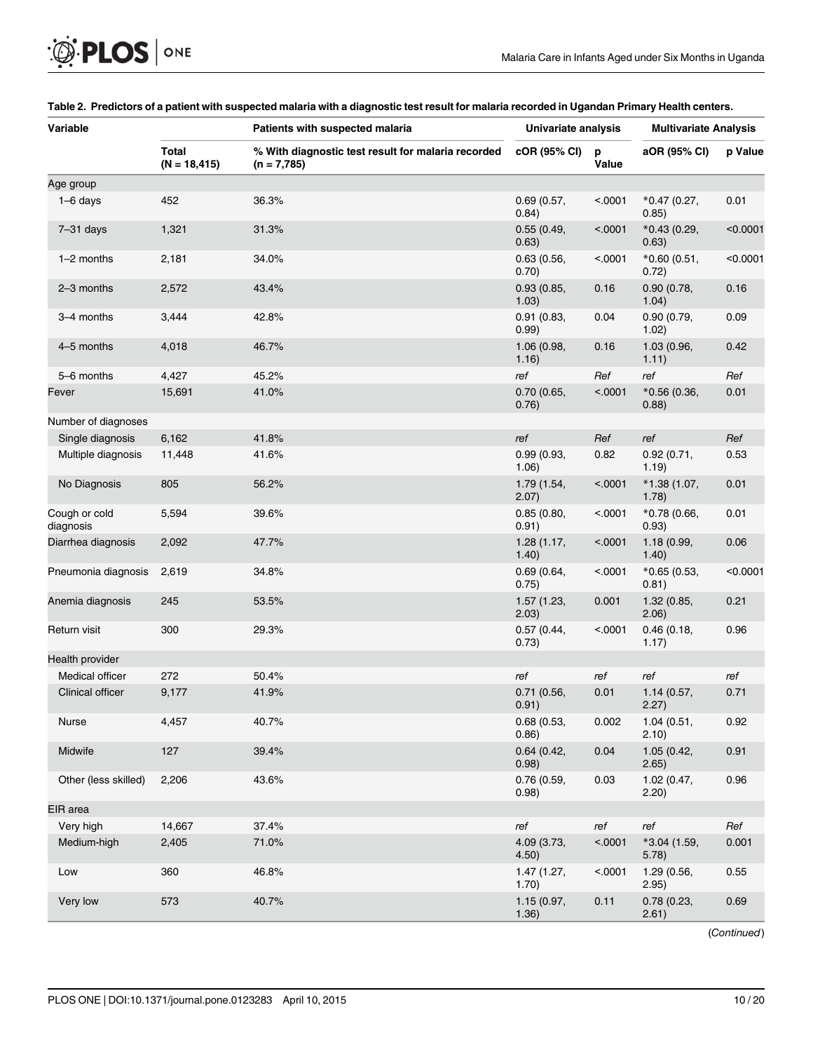**Table 2. Predictors of a patient with suspected malaria with a diagnostic test result for malaria recorded in Ugandan Primary Health centers.**

| Variable | Patients with suspected malaria | | Univariate analysis | | Multivariate Analysis | |
|---|---|---|---|---|---|---|
| | Total (N = 18,415) | % With diagnostic test result for malaria recorded (n = 7,785) | cOR (95% CI) | p Value | aOR (95% CI) | p Value |
| Age group | | | | | | |
| 1–6 days | 452 | 36.3% | 0.69 (0.57, 0.84) | <.0001 | *0.47 (0.27, 0.85) | 0.01 |
| 7–31 days | 1,321 | 31.3% | 0.55 (0.49, 0.63) | <.0001 | *0.43 (0.29, 0.63) | <0.0001 |
| 1–2 months | 2,181 | 34.0% | 0.63 (0.56, 0.70) | <.0001 | *0.60 (0.51, 0.72) | <0.0001 |
| 2–3 months | 2,572 | 43.4% | 0.93 (0.85, 1.03) | 0.16 | 0.90 (0.78, 1.04) | 0.16 |
| 3–4 months | 3,444 | 42.8% | 0.91 (0.83, 0.99) | 0.04 | 0.90 (0.79, 1.02) | 0.09 |
| 4–5 months | 4,018 | 46.7% | 1.06 (0.98, 1.16) | 0.16 | 1.03 (0.96, 1.11) | 0.42 |
| 5–6 months | 4,427 | 45.2% | ref | Ref | ref | Ref |
| Fever | 15,691 | 41.0% | 0.70 (0.65, 0.76) | <.0001 | *0.56 (0.36, 0.88) | 0.01 |
| Number of diagnoses | | | | | | |
| Single diagnosis | 6,162 | 41.8% | ref | Ref | ref | Ref |
| Multiple diagnosis | 11,448 | 41.6% | 0.99 (0.93, 1.06) | 0.82 | 0.92 (0.71, 1.19) | 0.53 |
| No Diagnosis | 805 | 56.2% | 1.79 (1.54, 2.07) | <.0001 | *1.38 (1.07, 1.78) | 0.01 |
| Cough or cold diagnosis | 5,594 | 39.6% | 0.85 (0.80, 0.91) | <.0001 | *0.78 (0.66, 0.93) | 0.01 |
| Diarrhea diagnosis | 2,092 | 47.7% | 1.28 (1.17, 1.40) | <.0001 | 1.18 (0.99, 1.40) | 0.06 |
| Pneumonia diagnosis | 2,619 | 34.8% | 0.69 (0.64, 0.75) | <.0001 | *0.65 (0.53, 0.81) | <0.0001 |
| Anemia diagnosis | 245 | 53.5% | 1.57 (1.23, 2.03) | 0.001 | 1.32 (0.85, 2.06) | 0.21 |
| Return visit | 300 | 29.3% | 0.57 (0.44, 0.73) | <.0001 | 0.46 (0.18, 1.17) | 0.96 |
| Health provider | | | | | | |
| Medical officer | 272 | 50.4% | ref | ref | ref | ref |
| Clinical officer | 9,177 | 41.9% | 0.71 (0.56, 0.91) | 0.01 | 1.14 (0.57, 2.27) | 0.71 |
| Nurse | 4,457 | 40.7% | 0.68 (0.53, 0.86) | 0.002 | 1.04 (0.51, 2.10) | 0.92 |
| Midwife | 127 | 39.4% | 0.64 (0.42, 0.98) | 0.04 | 1.05 (0.42, 2.65) | 0.91 |
| Other (less skilled) | 2,206 | 43.6% | 0.76 (0.59, 0.98) | 0.03 | 1.02 (0.47, 2.20) | 0.96 |
| EIR area | | | | | | |
| Very high | 14,667 | 37.4% | ref | ref | ref | Ref |
| Medium-high | 2,405 | 71.0% | 4.09 (3.73, 4.50) | <.0001 | *3.04 (1.59, 5.78) | 0.001 |
| Low | 360 | 46.8% | 1.47 (1.27, 1.70) | <.0001 | 1.29 (0.56, 2.95) | 0.55 |
| Very low | 573 | 40.7% | 1.15 (0.97, 1.36) | 0.11 | 0.78 (0.23, 2.61) | 0.69 |

(Continued)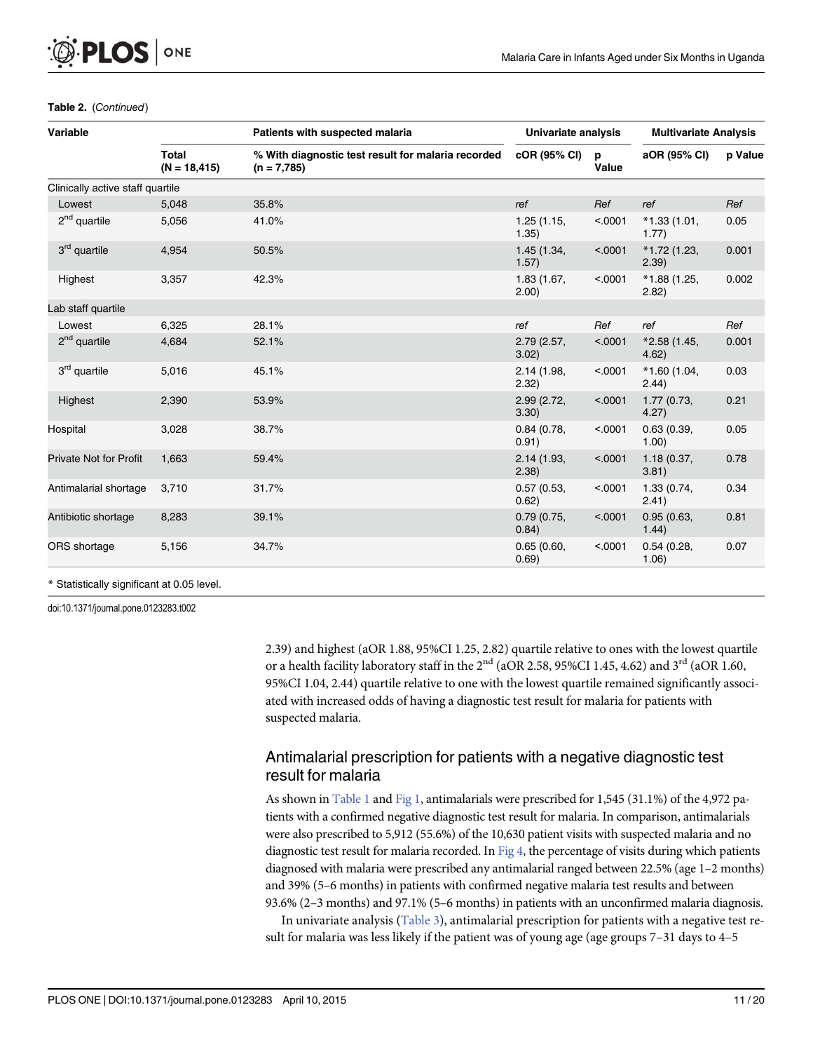**Table 2.** (*Continued*)

| Variable | Patients with suspected malaria | | Univariate analysis | | Multivariate Analysis | |
|---|---|---|---|---|---|---|
| | Total (N = 18,415) | % With diagnostic test result for malaria recorded (n = 7,785) | cOR (95% CI) | p Value | aOR (95% CI) | p Value |
| Clinically active staff quartile | | | | | | |
| Lowest | 5,048 | 35.8% | *ref* | *Ref* | *ref* | *Ref* |
| 2[nd] quartile | 5,056 | 41.0% | 1.25 (1.15, 1.35) | <.0001 | *1.33 (1.01, 1.77) | 0.05 |
| 3[rd] quartile | 4,954 | 50.5% | 1.45 (1.34, 1.57) | <.0001 | *1.72 (1.23, 2.39) | 0.001 |
| Highest | 3,357 | 42.3% | 1.83 (1.67, 2.00) | <.0001 | *1.88 (1.25, 2.82) | 0.002 |
| Lab staff quartile | | | | | | |
| Lowest | 6,325 | 28.1% | *ref* | *Ref* | *ref* | *Ref* |
| 2[nd] quartile | 4,684 | 52.1% | 2.79 (2.57, 3.02) | <.0001 | *2.58 (1.45, 4.62) | 0.001 |
| 3[rd] quartile | 5,016 | 45.1% | 2.14 (1.98, 2.32) | <.0001 | *1.60 (1.04, 2.44) | 0.03 |
| Highest | 2,390 | 53.9% | 2.99 (2.72, 3.30) | <.0001 | 1.77 (0.73, 4.27) | 0.21 |
| Hospital | 3,028 | 38.7% | 0.84 (0.78, 0.91) | <.0001 | 0.63 (0.39, 1.00) | 0.05 |
| Private Not for Profit | 1,663 | 59.4% | 2.14 (1.93, 2.38) | <.0001 | 1.18 (0.37, 3.81) | 0.78 |
| Antimalarial shortage | 3,710 | 31.7% | 0.57 (0.53, 0.62) | <.0001 | 1.33 (0.74, 2.41) | 0.34 |
| Antibiotic shortage | 8,283 | 39.1% | 0.79 (0.75, 0.84) | <.0001 | 0.95 (0.63, 1.44) | 0.81 |
| ORS shortage | 5,156 | 34.7% | 0.65 (0.60, 0.69) | <.0001 | 0.54 (0.28, 1.06) | 0.07 |

* Statistically significant at 0.05 level.

doi:10.1371/journal.pone.0123283.t002

2.39) and highest (aOR 1.88, 95%CI 1.25, 2.82) quartile relative to ones with the lowest quartile or a health facility laboratory staff in the 2[nd] (aOR 2.58, 95%CI 1.45, 4.62) and 3[rd] (aOR 1.60, 95%CI 1.04, 2.44) quartile relative to one with the lowest quartile remained significantly associated with increased odds of having a diagnostic test result for malaria for patients with suspected malaria.

## Antimalarial prescription for patients with a negative diagnostic test result for malaria

As shown in Table 1 and Fig 1, antimalarials were prescribed for 1,545 (31.1%) of the 4,972 patients with a confirmed negative diagnostic test result for malaria. In comparison, antimalarials were also prescribed to 5,912 (55.6%) of the 10,630 patient visits with suspected malaria and no diagnostic test result for malaria recorded. In Fig 4, the percentage of visits during which patients diagnosed with malaria were prescribed any antimalarial ranged between 22.5% (age 1–2 months) and 39% (5–6 months) in patients with confirmed negative malaria test results and between 93.6% (2–3 months) and 97.1% (5–6 months) in patients with an unconfirmed malaria diagnosis.

In univariate analysis (Table 3), antimalarial prescription for patients with a negative test result for malaria was less likely if the patient was of young age (age groups 7–31 days to 4–5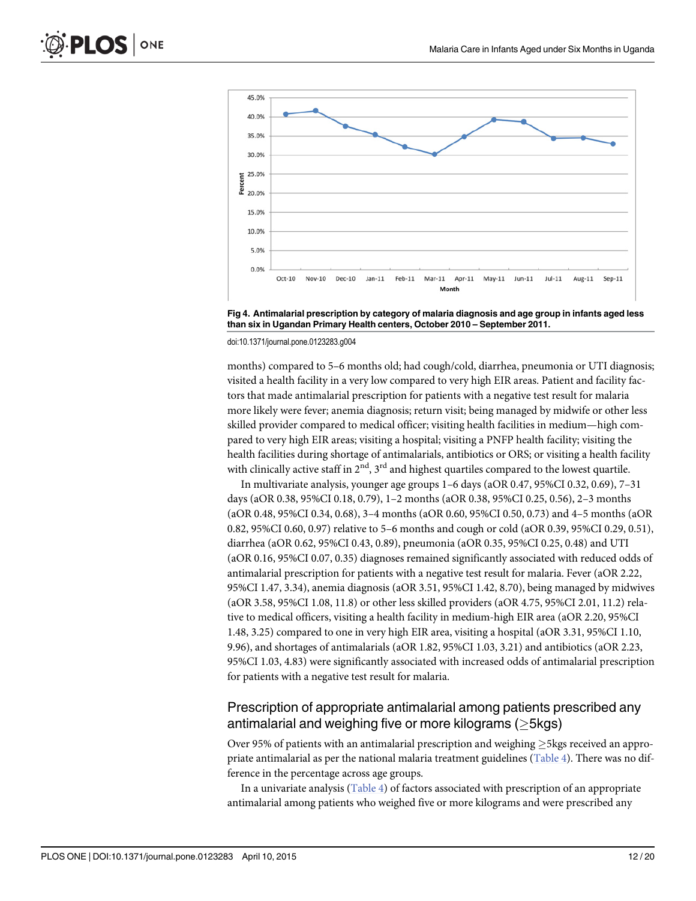Fig 4. Antimalarial prescription by category of malaria diagnosis and age group in infants aged less than six in Ugandan Primary Health centers, October 2010 – September 2011.

doi:10.1371/journal.pone.0123283.g004

months) compared to 5–6 months old; had cough/cold, diarrhea, pneumonia or UTI diagnosis; visited a health facility in a very low compared to very high EIR areas. Patient and facility factors that made antimalarial prescription for patients with a negative test result for malaria more likely were fever; anemia diagnosis; return visit; being managed by midwife or other less skilled provider compared to medical officer; visiting health facilities in medium—high compared to very high EIR areas; visiting a hospital; visiting a PNFP health facility; visiting the health facilities during shortage of antimalarials, antibiotics or ORS; or visiting a health facility with clinically active staff in 2nd, 3rd and highest quartiles compared to the lowest quartile.

In multivariate analysis, younger age groups 1–6 days (aOR 0.47, 95%CI 0.32, 0.69), 7–31 days (aOR 0.38, 95%CI 0.18, 0.79), 1–2 months (aOR 0.38, 95%CI 0.25, 0.56), 2–3 months (aOR 0.48, 95%CI 0.34, 0.68), 3–4 months (aOR 0.60, 95%CI 0.50, 0.73) and 4–5 months (aOR 0.82, 95%CI 0.60, 0.97) relative to 5–6 months and cough or cold (aOR 0.39, 95%CI 0.29, 0.51), diarrhea (aOR 0.62, 95%CI 0.43, 0.89), pneumonia (aOR 0.35, 95%CI 0.25, 0.48) and UTI (aOR 0.16, 95%CI 0.07, 0.35) diagnoses remained significantly associated with reduced odds of antimalarial prescription for patients with a negative test result for malaria. Fever (aOR 2.22, 95%CI 1.47, 3.34), anemia diagnosis (aOR 3.51, 95%CI 1.42, 8.70), being managed by midwives (aOR 3.58, 95%CI 1.08, 11.8) or other less skilled providers (aOR 4.75, 95%CI 2.01, 11.2) relative to medical officers, visiting a health facility in medium-high EIR area (aOR 2.20, 95%CI 1.48, 3.25) compared to one in very high EIR area, visiting a hospital (aOR 3.31, 95%CI 1.10, 9.96), and shortages of antimalarials (aOR 1.82, 95%CI 1.03, 3.21) and antibiotics (aOR 2.23, 95%CI 1.03, 4.83) were significantly associated with increased odds of antimalarial prescription for patients with a negative test result for malaria.

## Prescription of appropriate antimalarial among patients prescribed any antimalarial and weighing five or more kilograms (≥5kgs)

Over 95% of patients with an antimalarial prescription and weighing ≥5kgs received an appropriate antimalarial as per the national malaria treatment guidelines (Table 4). There was no difference in the percentage across age groups.

In a univariate analysis (Table 4) of factors associated with prescription of an appropriate antimalarial among patients who weighed five or more kilograms and were prescribed any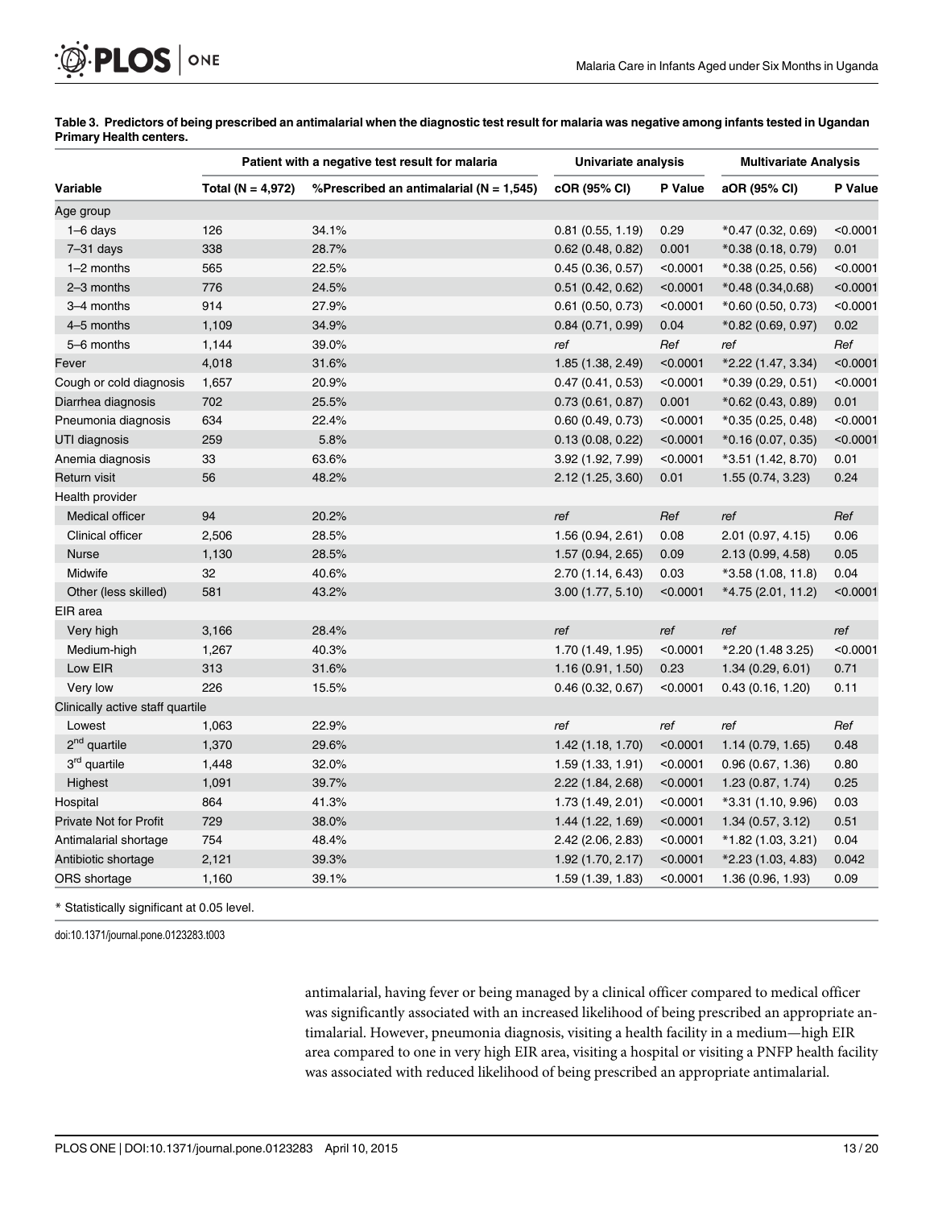**Table 3. Predictors of being prescribed an antimalarial when the diagnostic test result for malaria was negative among infants tested in Ugandan Primary Health centers.**

| | Patient with a negative test result for malaria | | Univariate analysis | | Multivariate Analysis | |
|---|---|---|---|---|---|---|
| Variable | Total (N = 4,972) | %Prescribed an antimalarial (N = 1,545) | cOR (95% CI) | P Value | aOR (95% CI) | P Value |
| Age group | | | | | | |
| 1–6 days | 126 | 34.1% | 0.81 (0.55, 1.19) | 0.29 | *0.47 (0.32, 0.69) | <0.0001 |
| 7–31 days | 338 | 28.7% | 0.62 (0.48, 0.82) | 0.001 | *0.38 (0.18, 0.79) | 0.01 |
| 1–2 months | 565 | 22.5% | 0.45 (0.36, 0.57) | <0.0001 | *0.38 (0.25, 0.56) | <0.0001 |
| 2–3 months | 776 | 24.5% | 0.51 (0.42, 0.62) | <0.0001 | *0.48 (0.34,0.68) | <0.0001 |
| 3–4 months | 914 | 27.9% | 0.61 (0.50, 0.73) | <0.0001 | *0.60 (0.50, 0.73) | <0.0001 |
| 4–5 months | 1,109 | 34.9% | 0.84 (0.71, 0.99) | 0.04 | *0.82 (0.69, 0.97) | 0.02 |
| 5–6 months | 1,144 | 39.0% | *ref* | *Ref* | *ref* | *Ref* |
| Fever | 4,018 | 31.6% | 1.85 (1.38, 2.49) | <0.0001 | *2.22 (1.47, 3.34) | <0.0001 |
| Cough or cold diagnosis | 1,657 | 20.9% | 0.47 (0.41, 0.53) | <0.0001 | *0.39 (0.29, 0.51) | <0.0001 |
| Diarrhea diagnosis | 702 | 25.5% | 0.73 (0.61, 0.87) | 0.001 | *0.62 (0.43, 0.89) | 0.01 |
| Pneumonia diagnosis | 634 | 22.4% | 0.60 (0.49, 0.73) | <0.0001 | *0.35 (0.25, 0.48) | <0.0001 |
| UTI diagnosis | 259 | 5.8% | 0.13 (0.08, 0.22) | <0.0001 | *0.16 (0.07, 0.35) | <0.0001 |
| Anemia diagnosis | 33 | 63.6% | 3.92 (1.92, 7.99) | <0.0001 | *3.51 (1.42, 8.70) | 0.01 |
| Return visit | 56 | 48.2% | 2.12 (1.25, 3.60) | 0.01 | 1.55 (0.74, 3.23) | 0.24 |
| Health provider | | | | | | |
| Medical officer | 94 | 20.2% | *ref* | *Ref* | *ref* | *Ref* |
| Clinical officer | 2,506 | 28.5% | 1.56 (0.94, 2.61) | 0.08 | 2.01 (0.97, 4.15) | 0.06 |
| Nurse | 1,130 | 28.5% | 1.57 (0.94, 2.65) | 0.09 | 2.13 (0.99, 4.58) | 0.05 |
| Midwife | 32 | 40.6% | 2.70 (1.14, 6.43) | 0.03 | *3.58 (1.08, 11.8) | 0.04 |
| Other (less skilled) | 581 | 43.2% | 3.00 (1.77, 5.10) | <0.0001 | *4.75 (2.01, 11.2) | <0.0001 |
| EIR area | | | | | | |
| Very high | 3,166 | 28.4% | *ref* | *ref* | *ref* | *ref* |
| Medium-high | 1,267 | 40.3% | 1.70 (1.49, 1.95) | <0.0001 | *2.20 (1.48 3.25) | <0.0001 |
| Low EIR | 313 | 31.6% | 1.16 (0.91, 1.50) | 0.23 | 1.34 (0.29, 6.01) | 0.71 |
| Very low | 226 | 15.5% | 0.46 (0.32, 0.67) | <0.0001 | 0.43 (0.16, 1.20) | 0.11 |
| Clinically active staff quartile | | | | | | |
| Lowest | 1,063 | 22.9% | *ref* | *ref* | *ref* | *Ref* |
| 2nd quartile | 1,370 | 29.6% | 1.42 (1.18, 1.70) | <0.0001 | 1.14 (0.79, 1.65) | 0.48 |
| 3rd quartile | 1,448 | 32.0% | 1.59 (1.33, 1.91) | <0.0001 | 0.96 (0.67, 1.36) | 0.80 |
| Highest | 1,091 | 39.7% | 2.22 (1.84, 2.68) | <0.0001 | 1.23 (0.87, 1.74) | 0.25 |
| Hospital | 864 | 41.3% | 1.73 (1.49, 2.01) | <0.0001 | *3.31 (1.10, 9.96) | 0.03 |
| Private Not for Profit | 729 | 38.0% | 1.44 (1.22, 1.69) | <0.0001 | 1.34 (0.57, 3.12) | 0.51 |
| Antimalarial shortage | 754 | 48.4% | 2.42 (2.06, 2.83) | <0.0001 | *1.82 (1.03, 3.21) | 0.04 |
| Antibiotic shortage | 2,121 | 39.3% | 1.92 (1.70, 2.17) | <0.0001 | *2.23 (1.03, 4.83) | 0.042 |
| ORS shortage | 1,160 | 39.1% | 1.59 (1.39, 1.83) | <0.0001 | 1.36 (0.96, 1.93) | 0.09 |

* Statistically significant at 0.05 level.

doi:10.1371/journal.pone.0123283.t003

antimalarial, having fever or being managed by a clinical officer compared to medical officer was significantly associated with an increased likelihood of being prescribed an appropriate antimalarial. However, pneumonia diagnosis, visiting a health facility in a medium—high EIR area compared to one in very high EIR area, visiting a hospital or visiting a PNFP health facility was associated with reduced likelihood of being prescribed an appropriate antimalarial.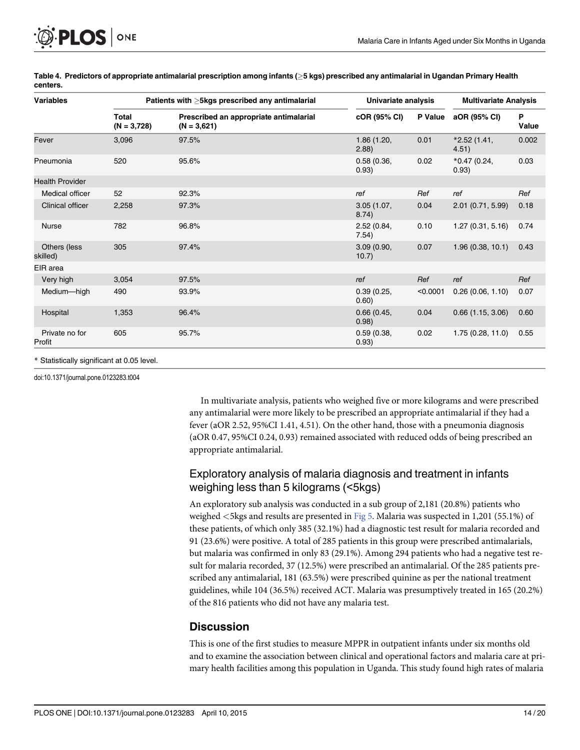**Table 4. Predictors of appropriate antimalarial prescription among infants (≥5 kgs) prescribed any antimalarial in Ugandan Primary Health centers.**

| Variables | Patients with ≥5kgs prescribed any antimalarial | | Univariate analysis | | Multivariate Analysis | |
|---|---|---|---|---|---|---|
| | Total (N = 3,728) | Prescribed an appropriate antimalarial (N = 3,621) | cOR (95% CI) | P Value | aOR (95% CI) | P Value |
| Fever | 3,096 | 97.5% | 1.86 (1.20, 2.88) | 0.01 | *2.52 (1.41, 4.51) | 0.002 |
| Pneumonia | 520 | 95.6% | 0.58 (0.36, 0.93) | 0.02 | *0.47 (0.24, 0.93) | 0.03 |
| Health Provider | | | | | | |
| Medical officer | 52 | 92.3% | *ref* | *Ref* | *ref* | *Ref* |
| Clinical officer | 2,258 | 97.3% | 3.05 (1.07, 8.74) | 0.04 | 2.01 (0.71, 5.99) | 0.18 |
| Nurse | 782 | 96.8% | 2.52 (0.84, 7.54) | 0.10 | 1.27 (0.31, 5.16) | 0.74 |
| Others (less skilled) | 305 | 97.4% | 3.09 (0.90, 10.7) | 0.07 | 1.96 (0.38, 10.1) | 0.43 |
| EIR area | | | | | | |
| Very high | 3,054 | 97.5% | *ref* | *Ref* | *ref* | *Ref* |
| Medium—high | 490 | 93.9% | 0.39 (0.25, 0.60) | <0.0001 | 0.26 (0.06, 1.10) | 0.07 |
| Hospital | 1,353 | 96.4% | 0.66 (0.45, 0.98) | 0.04 | 0.66 (1.15, 3.06) | 0.60 |
| Private no for Profit | 605 | 95.7% | 0.59 (0.38, 0.93) | 0.02 | 1.75 (0.28, 11.0) | 0.55 |

* Statistically significant at 0.05 level.

doi:10.1371/journal.pone.0123283.t004

In multivariate analysis, patients who weighed five or more kilograms and were prescribed any antimalarial were more likely to be prescribed an appropriate antimalarial if they had a fever (aOR 2.52, 95%CI 1.41, 4.51). On the other hand, those with a pneumonia diagnosis (aOR 0.47, 95%CI 0.24, 0.93) remained associated with reduced odds of being prescribed an appropriate antimalarial.

## Exploratory analysis of malaria diagnosis and treatment in infants weighing less than 5 kilograms (<5kgs)

An exploratory sub analysis was conducted in a sub group of 2,181 (20.8%) patients who weighed <5kgs and results are presented in Fig 5. Malaria was suspected in 1,201 (55.1%) of these patients, of which only 385 (32.1%) had a diagnostic test result for malaria recorded and 91 (23.6%) were positive. A total of 285 patients in this group were prescribed antimalarials, but malaria was confirmed in only 83 (29.1%). Among 294 patients who had a negative test result for malaria recorded, 37 (12.5%) were prescribed an antimalarial. Of the 285 patients prescribed any antimalarial, 181 (63.5%) were prescribed quinine as per the national treatment guidelines, while 104 (36.5%) received ACT. Malaria was presumptively treated in 165 (20.2%) of the 816 patients who did not have any malaria test.

## Discussion

This is one of the first studies to measure MPPR in outpatient infants under six months old and to examine the association between clinical and operational factors and malaria care at primary health facilities among this population in Uganda. This study found high rates of malaria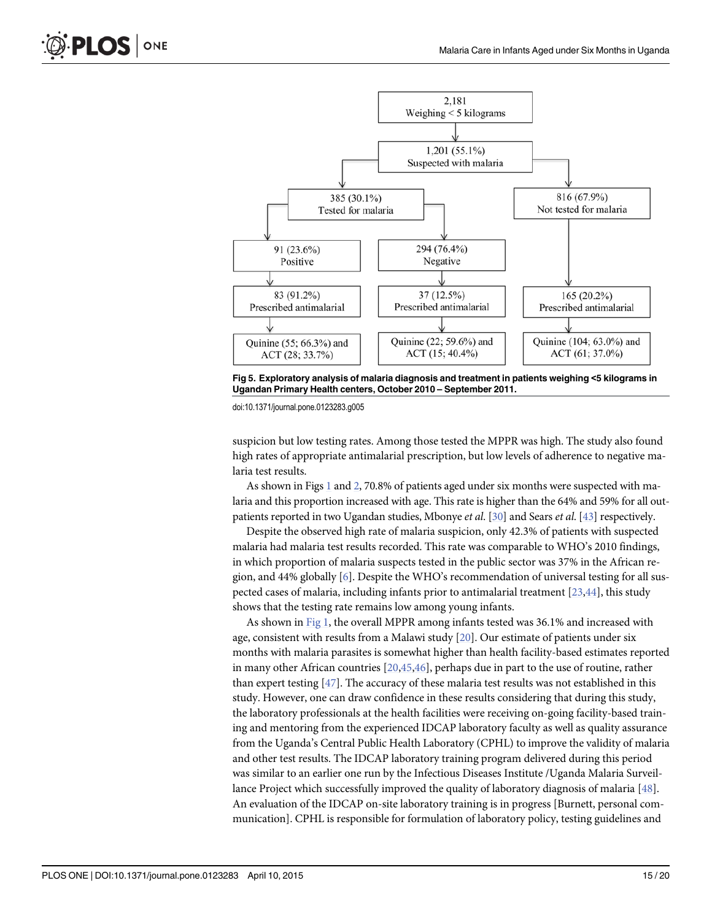Fig 5. Exploratory analysis of malaria diagnosis and treatment in patients weighing <5 kilograms in Ugandan Primary Health centers, October 2010 – September 2011.

doi:10.1371/journal.pone.0123283.g005

suspicion but low testing rates. Among those tested the MPPR was high. The study also found high rates of appropriate antimalarial prescription, but low levels of adherence to negative malaria test results.

As shown in Figs 1 and 2, 70.8% of patients aged under six months were suspected with malaria and this proportion increased with age. This rate is higher than the 64% and 59% for all outpatients reported in two Ugandan studies, Mbonye *et al.* [30] and Sears *et al.* [43] respectively.

Despite the observed high rate of malaria suspicion, only 42.3% of patients with suspected malaria had malaria test results recorded. This rate was comparable to WHO's 2010 findings, in which proportion of malaria suspects tested in the public sector was 37% in the African region, and 44% globally [6]. Despite the WHO's recommendation of universal testing for all suspected cases of malaria, including infants prior to antimalarial treatment [23,44], this study shows that the testing rate remains low among young infants.

As shown in Fig 1, the overall MPPR among infants tested was 36.1% and increased with age, consistent with results from a Malawi study [20]. Our estimate of patients under six months with malaria parasites is somewhat higher than health facility-based estimates reported in many other African countries [20,45,46], perhaps due in part to the use of routine, rather than expert testing [47]. The accuracy of these malaria test results was not established in this study. However, one can draw confidence in these results considering that during this study, the laboratory professionals at the health facilities were receiving on-going facility-based training and mentoring from the experienced IDCAP laboratory faculty as well as quality assurance from the Uganda's Central Public Health Laboratory (CPHL) to improve the validity of malaria and other test results. The IDCAP laboratory training program delivered during this period was similar to an earlier one run by the Infectious Diseases Institute /Uganda Malaria Surveillance Project which successfully improved the quality of laboratory diagnosis of malaria [48]. An evaluation of the IDCAP on-site laboratory training is in progress [Burnett, personal communication]. CPHL is responsible for formulation of laboratory policy, testing guidelines and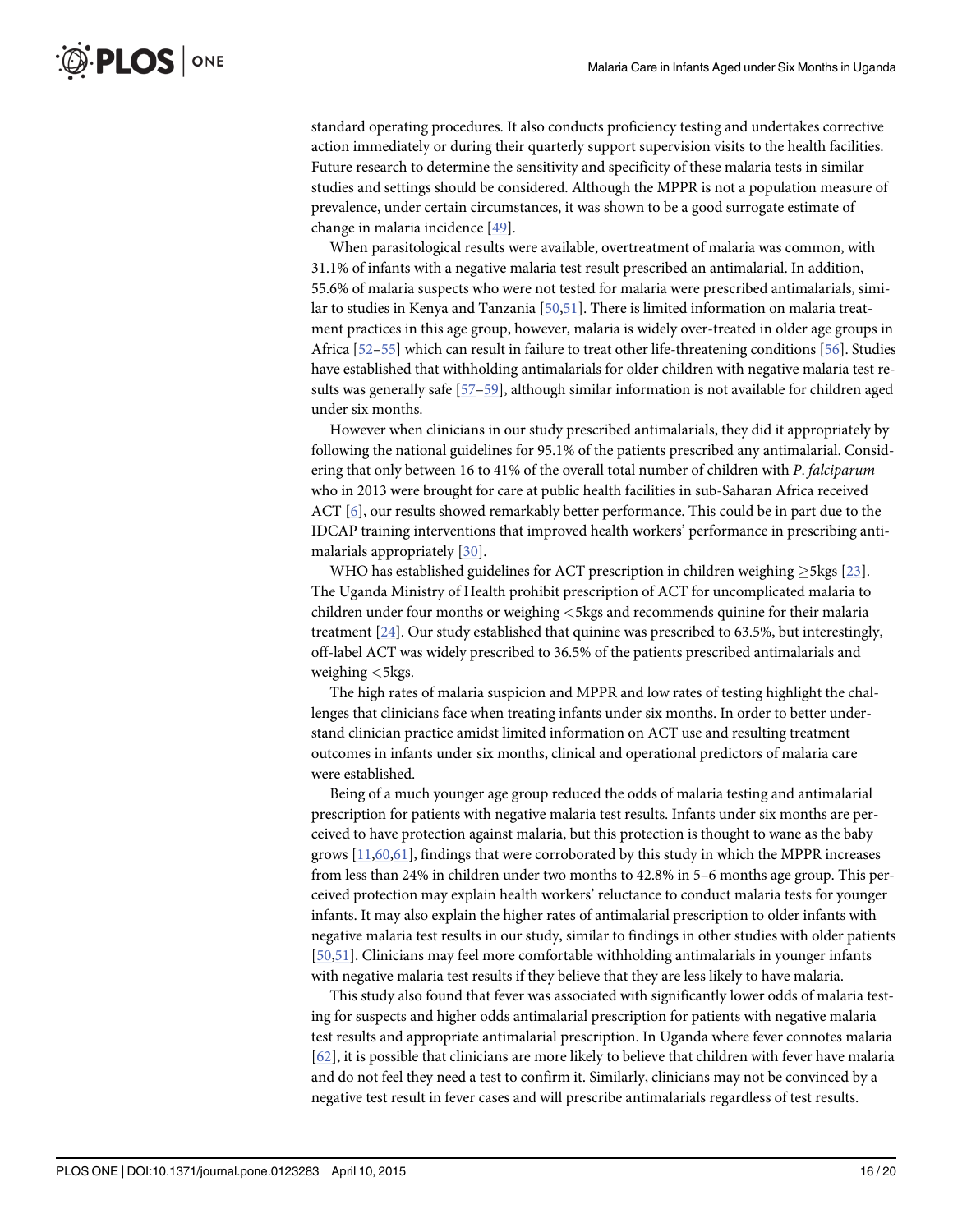standard operating procedures. It also conducts proficiency testing and undertakes corrective action immediately or during their quarterly support supervision visits to the health facilities. Future research to determine the sensitivity and specificity of these malaria tests in similar studies and settings should be considered. Although the MPPR is not a population measure of prevalence, under certain circumstances, it was shown to be a good surrogate estimate of change in malaria incidence [49].

When parasitological results were available, overtreatment of malaria was common, with 31.1% of infants with a negative malaria test result prescribed an antimalarial. In addition, 55.6% of malaria suspects who were not tested for malaria were prescribed antimalarials, similar to studies in Kenya and Tanzania [50,51]. There is limited information on malaria treatment practices in this age group, however, malaria is widely over-treated in older age groups in Africa [52–55] which can result in failure to treat other life-threatening conditions [56]. Studies have established that withholding antimalarials for older children with negative malaria test results was generally safe [57–59], although similar information is not available for children aged under six months.

However when clinicians in our study prescribed antimalarials, they did it appropriately by following the national guidelines for 95.1% of the patients prescribed any antimalarial. Considering that only between 16 to 41% of the overall total number of children with *P*. *falciparum* who in 2013 were brought for care at public health facilities in sub-Saharan Africa received ACT [6], our results showed remarkably better performance. This could be in part due to the IDCAP training interventions that improved health workers' performance in prescribing antimalarials appropriately [30].

WHO has established guidelines for ACT prescription in children weighing $\geq$5kgs [23]. The Uganda Ministry of Health prohibit prescription of ACT for uncomplicated malaria to children under four months or weighing <5kgs and recommends quinine for their malaria treatment [24]. Our study established that quinine was prescribed to 63.5%, but interestingly, off-label ACT was widely prescribed to 36.5% of the patients prescribed antimalarials and weighing <5kgs.

The high rates of malaria suspicion and MPPR and low rates of testing highlight the challenges that clinicians face when treating infants under six months. In order to better understand clinician practice amidst limited information on ACT use and resulting treatment outcomes in infants under six months, clinical and operational predictors of malaria care were established.

Being of a much younger age group reduced the odds of malaria testing and antimalarial prescription for patients with negative malaria test results. Infants under six months are perceived to have protection against malaria, but this protection is thought to wane as the baby grows [11,60,61], findings that were corroborated by this study in which the MPPR increases from less than 24% in children under two months to 42.8% in 5–6 months age group. This perceived protection may explain health workers' reluctance to conduct malaria tests for younger infants. It may also explain the higher rates of antimalarial prescription to older infants with negative malaria test results in our study, similar to findings in other studies with older patients [50,51]. Clinicians may feel more comfortable withholding antimalarials in younger infants with negative malaria test results if they believe that they are less likely to have malaria.

This study also found that fever was associated with significantly lower odds of malaria testing for suspects and higher odds antimalarial prescription for patients with negative malaria test results and appropriate antimalarial prescription. In Uganda where fever connotes malaria [62], it is possible that clinicians are more likely to believe that children with fever have malaria and do not feel they need a test to confirm it. Similarly, clinicians may not be convinced by a negative test result in fever cases and will prescribe antimalarials regardless of test results.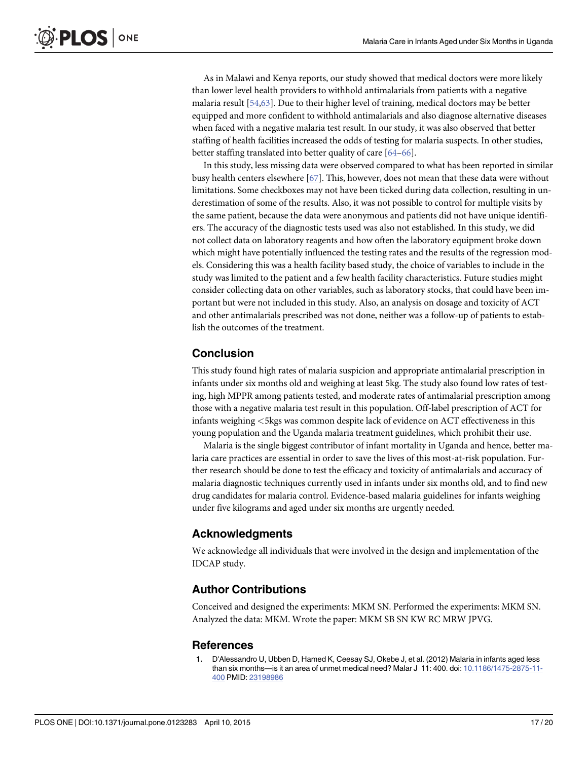As in Malawi and Kenya reports, our study showed that medical doctors were more likely than lower level health providers to withhold antimalarials from patients with a negative malaria result [54,63]. Due to their higher level of training, medical doctors may be better equipped and more confident to withhold antimalarials and also diagnose alternative diseases when faced with a negative malaria test result. In our study, it was also observed that better staffing of health facilities increased the odds of testing for malaria suspects. In other studies, better staffing translated into better quality of care [64–66].

In this study, less missing data were observed compared to what has been reported in similar busy health centers elsewhere [67]. This, however, does not mean that these data were without limitations. Some checkboxes may not have been ticked during data collection, resulting in underestimation of some of the results. Also, it was not possible to control for multiple visits by the same patient, because the data were anonymous and patients did not have unique identifiers. The accuracy of the diagnostic tests used was also not established. In this study, we did not collect data on laboratory reagents and how often the laboratory equipment broke down which might have potentially influenced the testing rates and the results of the regression models. Considering this was a health facility based study, the choice of variables to include in the study was limited to the patient and a few health facility characteristics. Future studies might consider collecting data on other variables, such as laboratory stocks, that could have been important but were not included in this study. Also, an analysis on dosage and toxicity of ACT and other antimalarials prescribed was not done, neither was a follow-up of patients to establish the outcomes of the treatment.

## Conclusion

This study found high rates of malaria suspicion and appropriate antimalarial prescription in infants under six months old and weighing at least 5kg. The study also found low rates of testing, high MPPR among patients tested, and moderate rates of antimalarial prescription among those with a negative malaria test result in this population. Off-label prescription of ACT for infants weighing <5kgs was common despite lack of evidence on ACT effectiveness in this young population and the Uganda malaria treatment guidelines, which prohibit their use.

Malaria is the single biggest contributor of infant mortality in Uganda and hence, better malaria care practices are essential in order to save the lives of this most-at-risk population. Further research should be done to test the efficacy and toxicity of antimalarials and accuracy of malaria diagnostic techniques currently used in infants under six months old, and to find new drug candidates for malaria control. Evidence-based malaria guidelines for infants weighing under five kilograms and aged under six months are urgently needed.

## Acknowledgments

We acknowledge all individuals that were involved in the design and implementation of the IDCAP study.

## Author Contributions

Conceived and designed the experiments: MKM SN. Performed the experiments: MKM SN. Analyzed the data: MKM. Wrote the paper: MKM SB SN KW RC MRW JPVG.

## References

1. D'Alessandro U, Ubben D, Hamed K, Ceesay SJ, Okebe J, et al. (2012) Malaria in infants aged less than six months—is it an area of unmet medical need? Malar J 11: 400. doi: 10.1186/1475-2875-11-400 PMID: 23198986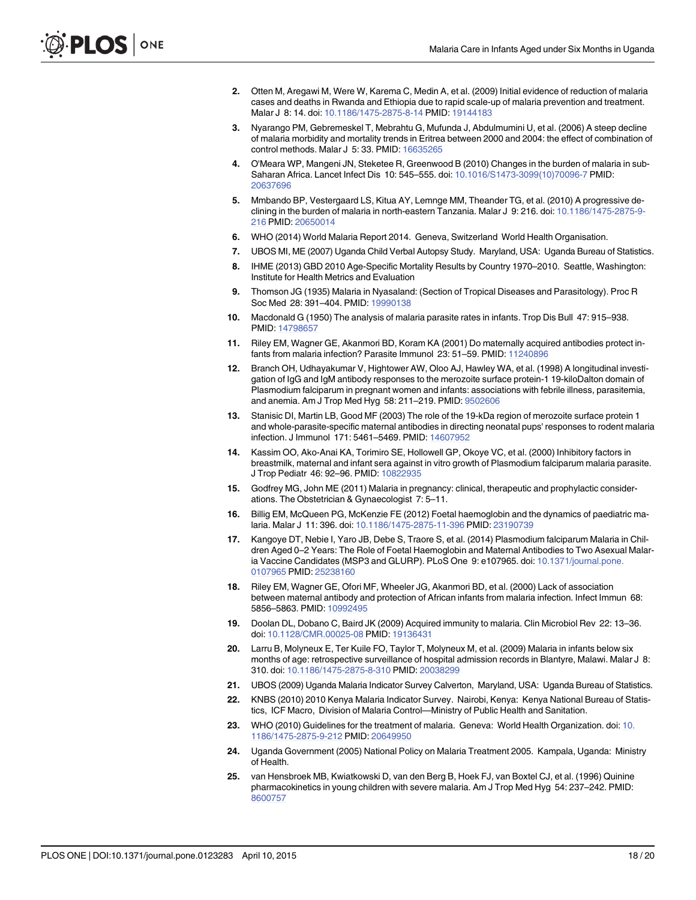2. Otten M, Aregawi M, Were W, Karema C, Medin A, et al. (2009) Initial evidence of reduction of malaria cases and deaths in Rwanda and Ethiopia due to rapid scale-up of malaria prevention and treatment. Malar J 8: 14. doi: 10.1186/1475-2875-8-14 PMID: 19144183
3. Nyarango PM, Gebremeskel T, Mebrahtu G, Mufunda J, Abdulmumini U, et al. (2006) A steep decline of malaria morbidity and mortality trends in Eritrea between 2000 and 2004: the effect of combination of control methods. Malar J 5: 33. PMID: 16635265
4. O'Meara WP, Mangeni JN, Steketee R, Greenwood B (2010) Changes in the burden of malaria in sub-Saharan Africa. Lancet Infect Dis 10: 545–555. doi: 10.1016/S1473-3099(10)70096-7 PMID: 20637696
5. Mmbando BP, Vestergaard LS, Kitua AY, Lemnge MM, Theander TG, et al. (2010) A progressive declining in the burden of malaria in north-eastern Tanzania. Malar J 9: 216. doi: 10.1186/1475-2875-9-216 PMID: 20650014
6. WHO (2014) World Malaria Report 2014. Geneva, Switzerland World Health Organisation.
7. UBOS MI, ME (2007) Uganda Child Verbal Autopsy Study. Maryland, USA: Uganda Bureau of Statistics.
8. IHME (2013) GBD 2010 Age-Specific Mortality Results by Country 1970–2010. Seattle, Washington: Institute for Health Metrics and Evaluation
9. Thomson JG (1935) Malaria in Nyasaland: (Section of Tropical Diseases and Parasitology). Proc R Soc Med 28: 391–404. PMID: 19990138
10. Macdonald G (1950) The analysis of malaria parasite rates in infants. Trop Dis Bull 47: 915–938. PMID: 14798657
11. Riley EM, Wagner GE, Akanmori BD, Koram KA (2001) Do maternally acquired antibodies protect infants from malaria infection? Parasite Immunol 23: 51–59. PMID: 11240896
12. Branch OH, Udhayakumar V, Hightower AW, Oloo AJ, Hawley WA, et al. (1998) A longitudinal investigation of IgG and IgM antibody responses to the merozoite surface protein-1 19-kiloDalton domain of Plasmodium falciparum in pregnant women and infants: associations with febrile illness, parasitemia, and anemia. Am J Trop Med Hyg 58: 211–219. PMID: 9502606
13. Stanisic DI, Martin LB, Good MF (2003) The role of the 19-kDa region of merozoite surface protein 1 and whole-parasite-specific maternal antibodies in directing neonatal pups' responses to rodent malaria infection. J Immunol 171: 5461–5469. PMID: 14607952
14. Kassim OO, Ako-Anai KA, Torimiro SE, Hollowell GP, Okoye VC, et al. (2000) Inhibitory factors in breastmilk, maternal and infant sera against in vitro growth of Plasmodium falciparum malaria parasite. J Trop Pediatr 46: 92–96. PMID: 10822935
15. Godfrey MG, John ME (2011) Malaria in pregnancy: clinical, therapeutic and prophylactic considerations. The Obstetrician & Gynaecologist 7: 5–11.
16. Billig EM, McQueen PG, McKenzie FE (2012) Foetal haemoglobin and the dynamics of paediatric malaria. Malar J 11: 396. doi: 10.1186/1475-2875-11-396 PMID: 23190739
17. Kangoye DT, Nebie I, Yaro JB, Debe S, Traore S, et al. (2014) Plasmodium falciparum Malaria in Children Aged 0–2 Years: The Role of Foetal Haemoglobin and Maternal Antibodies to Two Asexual Malaria Vaccine Candidates (MSP3 and GLURP). PLoS One 9: e107965. doi: 10.1371/journal.pone.0107965 PMID: 25238160
18. Riley EM, Wagner GE, Ofori MF, Wheeler JG, Akanmori BD, et al. (2000) Lack of association between maternal antibody and protection of African infants from malaria infection. Infect Immun 68: 5856–5863. PMID: 10992495
19. Doolan DL, Dobano C, Baird JK (2009) Acquired immunity to malaria. Clin Microbiol Rev 22: 13–36. doi: 10.1128/CMR.00025-08 PMID: 19136431
20. Larru B, Molyneux E, Ter Kuile FO, Taylor T, Molyneux M, et al. (2009) Malaria in infants below six months of age: retrospective surveillance of hospital admission records in Blantyre, Malawi. Malar J 8: 310. doi: 10.1186/1475-2875-8-310 PMID: 20038299
21. UBOS (2009) Uganda Malaria Indicator Survey Calverton, Maryland, USA: Uganda Bureau of Statistics.
22. KNBS (2010) 2010 Kenya Malaria Indicator Survey. Nairobi, Kenya: Kenya National Bureau of Statistics, ICF Macro, Division of Malaria Control—Ministry of Public Health and Sanitation.
23. WHO (2010) Guidelines for the treatment of malaria. Geneva: World Health Organization. doi: 10.1186/1475-2875-9-212 PMID: 20649950
24. Uganda Government (2005) National Policy on Malaria Treatment 2005. Kampala, Uganda: Ministry of Health.
25. van Hensbroek MB, Kwiatkowski D, van den Berg B, Hoek FJ, van Boxtel CJ, et al. (1996) Quinine pharmacokinetics in young children with severe malaria. Am J Trop Med Hyg 54: 237–242. PMID: 8600757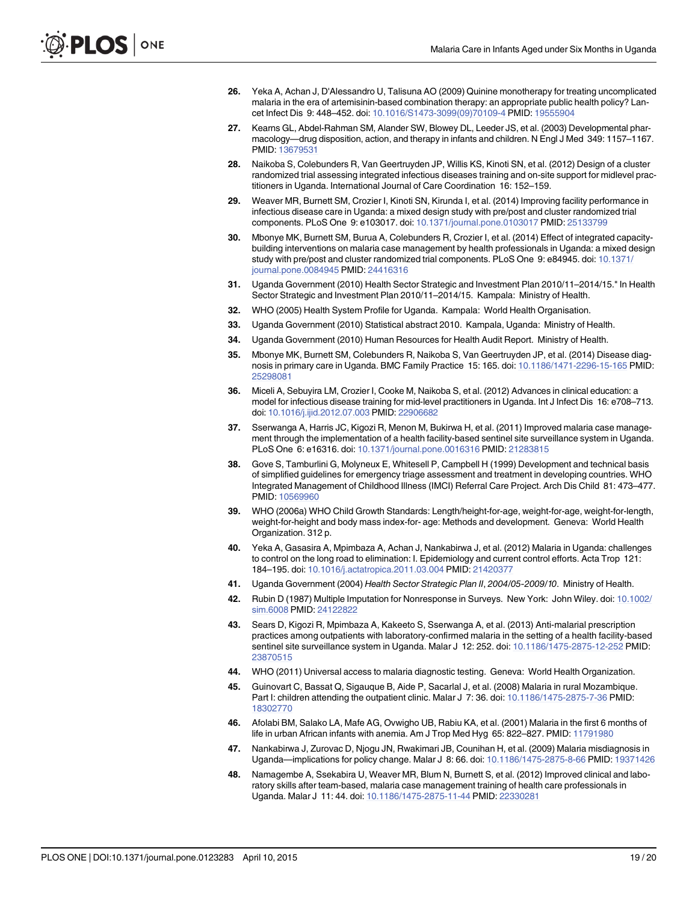26. Yeka A, Achan J, D'Alessandro U, Talisuna AO (2009) Quinine monotherapy for treating uncomplicated malaria in the era of artemisinin-based combination therapy: an appropriate public health policy? Lancet Infect Dis 9: 448–452. doi: 10.1016/S1473-3099(09)70109-4 PMID: 19555904

27. Kearns GL, Abdel-Rahman SM, Alander SW, Blowey DL, Leeder JS, et al. (2003) Developmental pharmacology—drug disposition, action, and therapy in infants and children. N Engl J Med 349: 1157–1167. PMID: 13679531

28. Naikoba S, Colebunders R, Van Geertruyden JP, Willis KS, Kinoti SN, et al. (2012) Design of a cluster randomized trial assessing integrated infectious diseases training and on-site support for midlevel practitioners in Uganda. International Journal of Care Coordination 16: 152–159.

29. Weaver MR, Burnett SM, Crozier I, Kinoti SN, Kirunda I, et al. (2014) Improving facility performance in infectious disease care in Uganda: a mixed design study with pre/post and cluster randomized trial components. PLoS One 9: e103017. doi: 10.1371/journal.pone.0103017 PMID: 25133799

30. Mbonye MK, Burnett SM, Burua A, Colebunders R, Crozier I, et al. (2014) Effect of integrated capacity-building interventions on malaria case management by health professionals in Uganda: a mixed design study with pre/post and cluster randomized trial components. PLoS One 9: e84945. doi: 10.1371/journal.pone.0084945 PMID: 24416316

31. Uganda Government (2010) Health Sector Strategic and Investment Plan 2010/11–2014/15." In Health Sector Strategic and Investment Plan 2010/11–2014/15. Kampala: Ministry of Health.

32. WHO (2005) Health System Profile for Uganda. Kampala: World Health Organisation.

33. Uganda Government (2010) Statistical abstract 2010. Kampala, Uganda: Ministry of Health.

34. Uganda Government (2010) Human Resources for Health Audit Report. Ministry of Health.

35. Mbonye MK, Burnett SM, Colebunders R, Naikoba S, Van Geertruyden JP, et al. (2014) Disease diagnosis in primary care in Uganda. BMC Family Practice 15: 165. doi: 10.1186/1471-2296-15-165 PMID: 25298081

36. Miceli A, Sebuyira LM, Crozier I, Cooke M, Naikoba S, et al. (2012) Advances in clinical education: a model for infectious disease training for mid-level practitioners in Uganda. Int J Infect Dis 16: e708–713. doi: 10.1016/j.ijid.2012.07.003 PMID: 22906682

37. Sserwanga A, Harris JC, Kigozi R, Menon M, Bukirwa H, et al. (2011) Improved malaria case management through the implementation of a health facility-based sentinel site surveillance system in Uganda. PLoS One 6: e16316. doi: 10.1371/journal.pone.0016316 PMID: 21283815

38. Gove S, Tamburlini G, Molyneux E, Whitesell P, Campbell H (1999) Development and technical basis of simplified guidelines for emergency triage assessment and treatment in developing countries. WHO Integrated Management of Childhood Illness (IMCI) Referral Care Project. Arch Dis Child 81: 473–477. PMID: 10569960

39. WHO (2006a) WHO Child Growth Standards: Length/height-for-age, weight-for-age, weight-for-length, weight-for-height and body mass index-for- age: Methods and development. Geneva: World Health Organization. 312 p.

40. Yeka A, Gasasira A, Mpimbaza A, Achan J, Nankabirwa J, et al. (2012) Malaria in Uganda: challenges to control on the long road to elimination: I. Epidemiology and current control efforts. Acta Trop 121: 184–195. doi: 10.1016/j.actatropica.2011.03.004 PMID: 21420377

41. Uganda Government (2004) *Health Sector Strategic Plan II, 2004/05-2009/10*. Ministry of Health.

42. Rubin D (1987) Multiple Imputation for Nonresponse in Surveys. New York: John Wiley. doi: 10.1002/sim.6008 PMID: 24122822

43. Sears D, Kigozi R, Mpimbaza A, Kakeeto S, Sserwanga A, et al. (2013) Anti-malarial prescription practices among outpatients with laboratory-confirmed malaria in the setting of a health facility-based sentinel site surveillance system in Uganda. Malar J 12: 252. doi: 10.1186/1475-2875-12-252 PMID: 23870515

44. WHO (2011) Universal access to malaria diagnostic testing. Geneva: World Health Organization.

45. Guinovart C, Bassat Q, Sigauque B, Aide P, Sacarlal J, et al. (2008) Malaria in rural Mozambique. Part I: children attending the outpatient clinic. Malar J 7: 36. doi: 10.1186/1475-2875-7-36 PMID: 18302770

46. Afolabi BM, Salako LA, Mafe AG, Ovwigho UB, Rabiu KA, et al. (2001) Malaria in the first 6 months of life in urban African infants with anemia. Am J Trop Med Hyg 65: 822–827. PMID: 11791980

47. Nankabirwa J, Zurovac D, Njogu JN, Rwakimari JB, Counihan H, et al. (2009) Malaria misdiagnosis in Uganda—implications for policy change. Malar J 8: 66. doi: 10.1186/1475-2875-8-66 PMID: 19371426

48. Namagembe A, Ssekabira U, Weaver MR, Blum N, Burnett S, et al. (2012) Improved clinical and laboratory skills after team-based, malaria case management training of health care professionals in Uganda. Malar J 11: 44. doi: 10.1186/1475-2875-11-44 PMID: 22330281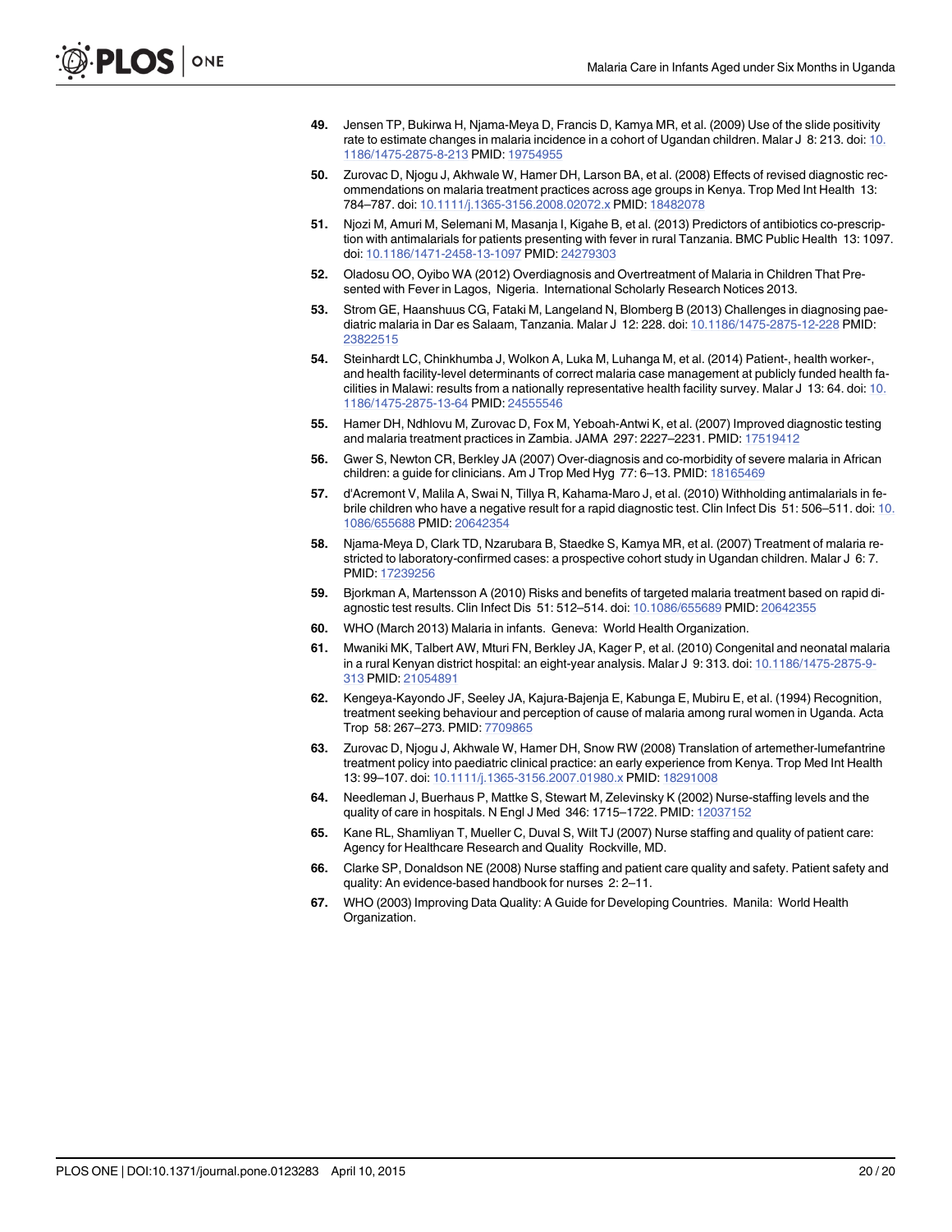49. Jensen TP, Bukirwa H, Njama-Meya D, Francis D, Kamya MR, et al. (2009) Use of the slide positivity rate to estimate changes in malaria incidence in a cohort of Ugandan children. Malar J 8: 213. doi: 10.1186/1475-2875-8-213 PMID: 19754955

50. Zurovac D, Njogu J, Akhwale W, Hamer DH, Larson BA, et al. (2008) Effects of revised diagnostic recommendations on malaria treatment practices across age groups in Kenya. Trop Med Int Health 13: 784–787. doi: 10.1111/j.1365-3156.2008.02072.x PMID: 18482078

51. Njozi M, Amuri M, Selemani M, Masanja I, Kigahe B, et al. (2013) Predictors of antibiotics co-prescription with antimalarials for patients presenting with fever in rural Tanzania. BMC Public Health 13: 1097. doi: 10.1186/1471-2458-13-1097 PMID: 24279303

52. Oladosu OO, Oyibo WA (2012) Overdiagnosis and Overtreatment of Malaria in Children That Presented with Fever in Lagos, Nigeria. International Scholarly Research Notices 2013.

53. Strom GE, Haanshuus CG, Fataki M, Langeland N, Blomberg B (2013) Challenges in diagnosing paediatric malaria in Dar es Salaam, Tanzania. Malar J 12: 228. doi: 10.1186/1475-2875-12-228 PMID: 23822515

54. Steinhardt LC, Chinkhumba J, Wolkon A, Luka M, Luhanga M, et al. (2014) Patient-, health worker-, and health facility-level determinants of correct malaria case management at publicly funded health facilities in Malawi: results from a nationally representative health facility survey. Malar J 13: 64. doi: 10.1186/1475-2875-13-64 PMID: 24555546

55. Hamer DH, Ndhlovu M, Zurovac D, Fox M, Yeboah-Antwi K, et al. (2007) Improved diagnostic testing and malaria treatment practices in Zambia. JAMA 297: 2227–2231. PMID: 17519412

56. Gwer S, Newton CR, Berkley JA (2007) Over-diagnosis and co-morbidity of severe malaria in African children: a guide for clinicians. Am J Trop Med Hyg 77: 6–13. PMID: 18165469

57. d'Acremont V, Malila A, Swai N, Tillya R, Kahama-Maro J, et al. (2010) Withholding antimalarials in febrile children who have a negative result for a rapid diagnostic test. Clin Infect Dis 51: 506–511. doi: 10.1086/655688 PMID: 20642354

58. Njama-Meya D, Clark TD, Nzarubara B, Staedke S, Kamya MR, et al. (2007) Treatment of malaria restricted to laboratory-confirmed cases: a prospective cohort study in Ugandan children. Malar J 6: 7. PMID: 17239256

59. Bjorkman A, Martensson A (2010) Risks and benefits of targeted malaria treatment based on rapid diagnostic test results. Clin Infect Dis 51: 512–514. doi: 10.1086/655689 PMID: 20642355

60. WHO (March 2013) Malaria in infants. Geneva: World Health Organization.

61. Mwaniki MK, Talbert AW, Mturi FN, Berkley JA, Kager P, et al. (2010) Congenital and neonatal malaria in a rural Kenyan district hospital: an eight-year analysis. Malar J 9: 313. doi: 10.1186/1475-2875-9-313 PMID: 21054891

62. Kengeya-Kayondo JF, Seeley JA, Kajura-Bajenja E, Kabunga E, Mubiru E, et al. (1994) Recognition, treatment seeking behaviour and perception of cause of malaria among rural women in Uganda. Acta Trop 58: 267–273. PMID: 7709865

63. Zurovac D, Njogu J, Akhwale W, Hamer DH, Snow RW (2008) Translation of artemether-lumefantrine treatment policy into paediatric clinical practice: an early experience from Kenya. Trop Med Int Health 13: 99–107. doi: 10.1111/j.1365-3156.2007.01980.x PMID: 18291008

64. Needleman J, Buerhaus P, Mattke S, Stewart M, Zelevinsky K (2002) Nurse-staffing levels and the quality of care in hospitals. N Engl J Med 346: 1715–1722. PMID: 12037152

65. Kane RL, Shamliyan T, Mueller C, Duval S, Wilt TJ (2007) Nurse staffing and quality of patient care: Agency for Healthcare Research and Quality Rockville, MD.

66. Clarke SP, Donaldson NE (2008) Nurse staffing and patient care quality and safety. Patient safety and quality: An evidence-based handbook for nurses 2: 2–11.

67. WHO (2003) Improving Data Quality: A Guide for Developing Countries. Manila: World Health Organization.